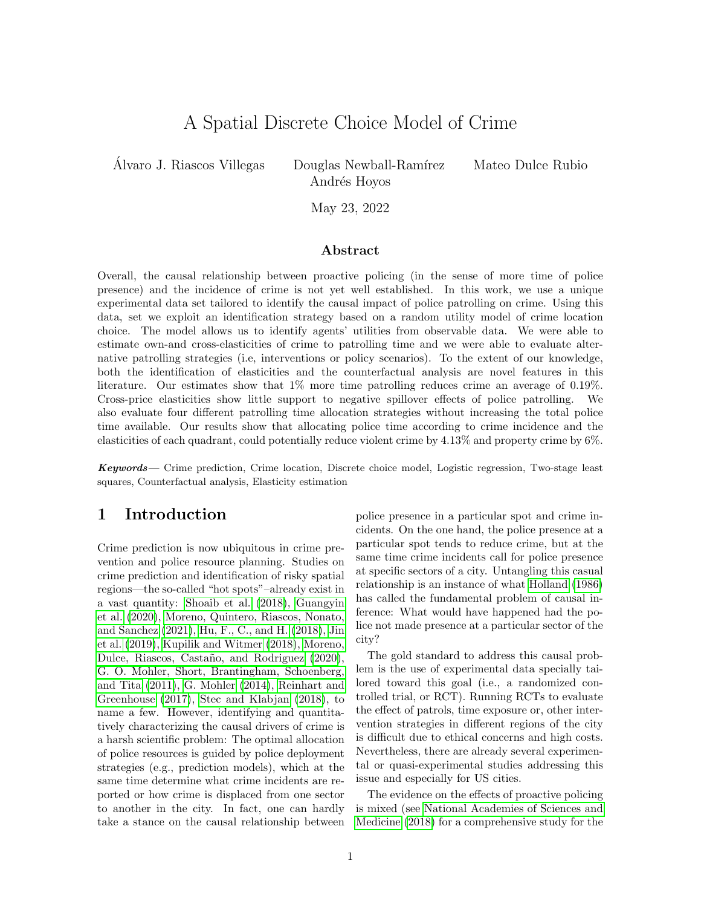# A Spatial Discrete Choice Model of Crime

Álvaro J. Riascos Villegas  Douglas Newball-Ramírez  Mateo Dulce Rubio  Andrés Hoyos

May 23, 2022

### Abstract

Overall, the causal relationship between proactive policing (in the sense of more time of police presence) and the incidence of crime is not yet well established. In this work, we use a unique experimental data set tailored to identify the causal impact of police patrolling on crime. Using this data, set we exploit an identification strategy based on a random utility model of crime location choice. The model allows us to identify agents' utilities from observable data. We were able to estimate own-and cross-elasticities of crime to patrolling time and we were able to evaluate alternative patrolling strategies (i.e, interventions or policy scenarios). To the extent of our knowledge, both the identification of elasticities and the counterfactual analysis are novel features in this literature. Our estimates show that 1% more time patrolling reduces crime an average of 0.19%. Cross-price elasticities show little support to negative spillover effects of police patrolling. We also evaluate four different patrolling time allocation strategies without increasing the total police time available. Our results show that allocating police time according to crime incidence and the elasticities of each quadrant, could potentially reduce violent crime by 4.13% and property crime by 6%.

***Keywords*** — Crime prediction, Crime location, Discrete choice model, Logistic regression, Two-stage least squares, Counterfactual analysis, Elasticity estimation

## 1 Introduction

Crime prediction is now ubiquitous in crime prevention and police resource planning. Studies on crime prediction and identification of risky spatial regions—the so-called "hot spots"–already exist in a vast quantity: Shoaib et al. (2018), Guangyin et al. (2020), Moreno, Quintero, Riascos, Nonato, and Sanchez (2021), Hu, F., C., and H. (2018), Jin et al. (2019), Kupilik and Witmer (2018), Moreno, Dulce, Riascos, Castaño, and Rodriguez (2020), G. O. Mohler, Short, Brantingham, Schoenberg, and Tita (2011), G. Mohler (2014), Reinhart and Greenhouse (2017), Stec and Klabjan (2018), to name a few. However, identifying and quantitatively characterizing the causal drivers of crime is a harsh scientific problem: The optimal allocation of police resources is guided by police deployment strategies (e.g., prediction models), which at the same time determine what crime incidents are reported or how crime is displaced from one sector to another in the city. In fact, one can hardly take a stance on the causal relationship between police presence in a particular spot and crime incidents. On the one hand, the police presence at a particular spot tends to reduce crime, but at the same time crime incidents call for police presence at specific sectors of a city. Untangling this casual relationship is an instance of what Holland (1986) has called the fundamental problem of causal inference: What would have happened had the police not made presence at a particular sector of the city?

The gold standard to address this causal problem is the use of experimental data specially tailored toward this goal (i.e., a randomized controlled trial, or RCT). Running RCTs to evaluate the effect of patrols, time exposure or, other intervention strategies in different regions of the city is difficult due to ethical concerns and high costs. Nevertheless, there are already several experimental or quasi-experimental studies addressing this issue and especially for US cities.

The evidence on the effects of proactive policing is mixed (see National Academies of Sciences and Medicine (2018) for a comprehensive study for the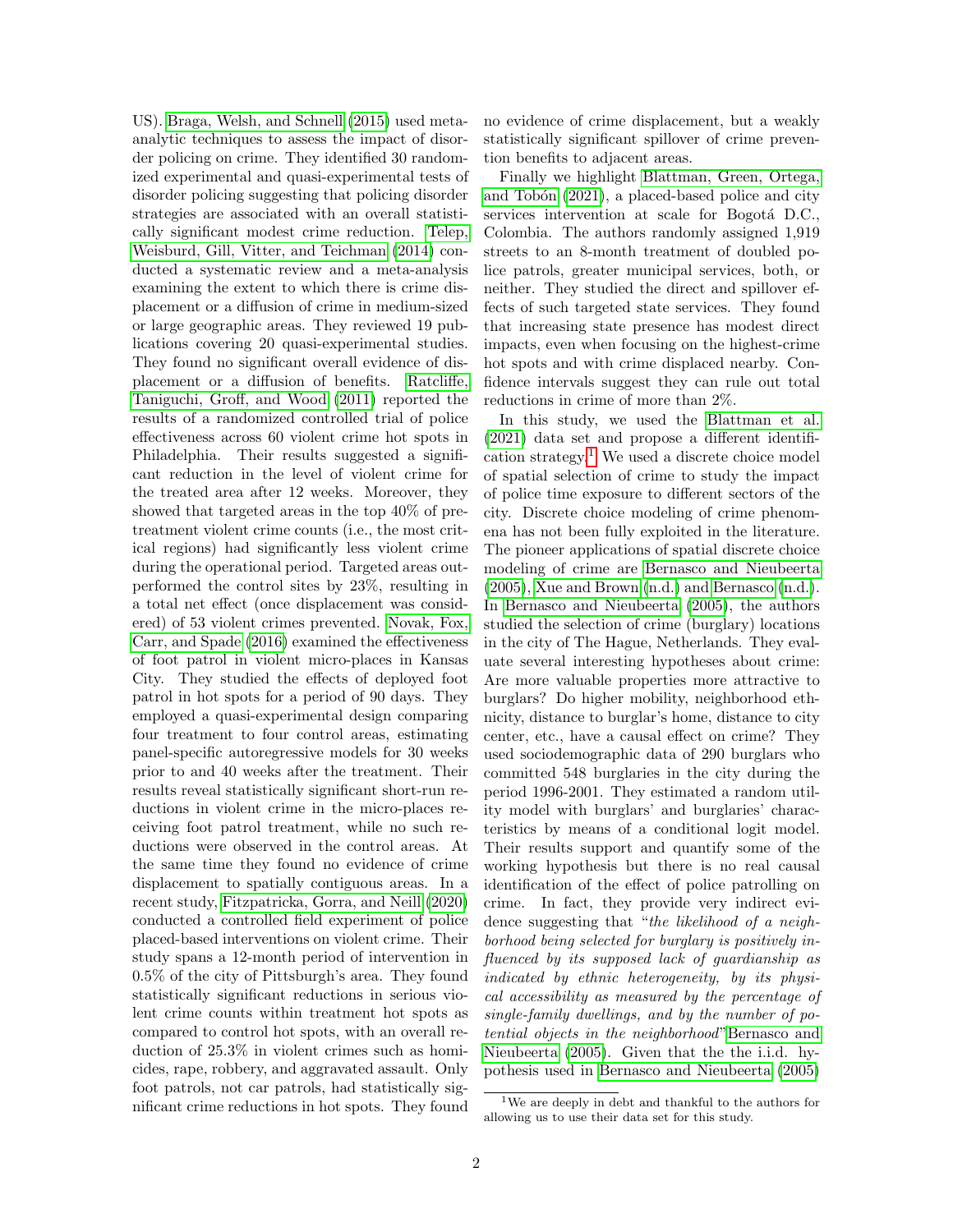US). Braga, Welsh, and Schnell (2015) used meta-analytic techniques to assess the impact of disorder policing on crime. They identified 30 randomized experimental and quasi-experimental tests of disorder policing suggesting that policing disorder strategies are associated with an overall statistically significant modest crime reduction. Telep, Weisburd, Gill, Vitter, and Teichman (2014) conducted a systematic review and a meta-analysis examining the extent to which there is crime displacement or a diffusion of crime in medium-sized or large geographic areas. They reviewed 19 publications covering 20 quasi-experimental studies. They found no significant overall evidence of displacement or a diffusion of benefits. Ratcliffe, Taniguchi, Groff, and Wood (2011) reported the results of a randomized controlled trial of police effectiveness across 60 violent crime hot spots in Philadelphia. Their results suggested a significant reduction in the level of violent crime for the treated area after 12 weeks. Moreover, they showed that targeted areas in the top 40% of pretreatment violent crime counts (i.e., the most critical regions) had significantly less violent crime during the operational period. Targeted areas outperformed the control sites by 23%, resulting in a total net effect (once displacement was considered) of 53 violent crimes prevented. Novak, Fox, Carr, and Spade (2016) examined the effectiveness of foot patrol in violent micro-places in Kansas City. They studied the effects of deployed foot patrol in hot spots for a period of 90 days. They employed a quasi-experimental design comparing four treatment to four control areas, estimating panel-specific autoregressive models for 30 weeks prior to and 40 weeks after the treatment. Their results reveal statistically significant short-run reductions in violent crime in the micro-places receiving foot patrol treatment, while no such reductions were observed in the control areas. At the same time they found no evidence of crime displacement to spatially contiguous areas. In a recent study, Fitzpatricka, Gorra, and Neill (2020) conducted a controlled field experiment of police placed-based interventions on violent crime. Their study spans a 12-month period of intervention in 0.5% of the city of Pittsburgh's area. They found statistically significant reductions in serious violent crime counts within treatment hot spots as compared to control hot spots, with an overall reduction of 25.3% in violent crimes such as homicides, rape, robbery, and aggravated assault. Only foot patrols, not car patrols, had statistically significant crime reductions in hot spots. They found no evidence of crime displacement, but a weakly statistically significant spillover of crime prevention benefits to adjacent areas.

Finally we highlight Blattman, Green, Ortega, and Tobón (2021), a placed-based police and city services intervention at scale for Bogotá D.C., Colombia. The authors randomly assigned 1,919 streets to an 8-month treatment of doubled police patrols, greater municipal services, both, or neither. They studied the direct and spillover effects of such targeted state services. They found that increasing state presence has modest direct impacts, even when focusing on the highest-crime hot spots and with crime displaced nearby. Confidence intervals suggest they can rule out total reductions in crime of more than 2%.

In this study, we used the Blattman et al. (2021) data set and propose a different identification strategy.[1] We used a discrete choice model of spatial selection of crime to study the impact of police time exposure to different sectors of the city. Discrete choice modeling of crime phenomena has not been fully exploited in the literature. The pioneer applications of spatial discrete choice modeling of crime are Bernasco and Nieubeerta (2005), Xue and Brown (n.d.) and Bernasco (n.d.). In Bernasco and Nieubeerta (2005), the authors studied the selection of crime (burglary) locations in the city of The Hague, Netherlands. They evaluate several interesting hypotheses about crime: Are more valuable properties more attractive to burglars? Do higher mobility, neighborhood ethnicity, distance to burglar's home, distance to city center, etc., have a causal effect on crime? They used sociodemographic data of 290 burglars who committed 548 burglaries in the city during the period 1996-2001. They estimated a random utility model with burglars' and burglaries' characteristics by means of a conditional logit model. Their results support and quantify some of the working hypothesis but there is no real causal identification of the effect of police patrolling on crime. In fact, they provide very indirect evidence suggesting that "*the likelihood of a neighborhood being selected for burglary is positively influenced by its supposed lack of guardianship as indicated by ethnic heterogeneity, by its physical accessibility as measured by the percentage of single-family dwellings, and by the number of potential objects in the neighborhood*" Bernasco and Nieubeerta (2005). Given that the the i.i.d. hypothesis used in Bernasco and Nieubeerta (2005)

[1] We are deeply in debt and thankful to the authors for allowing us to use their data set for this study.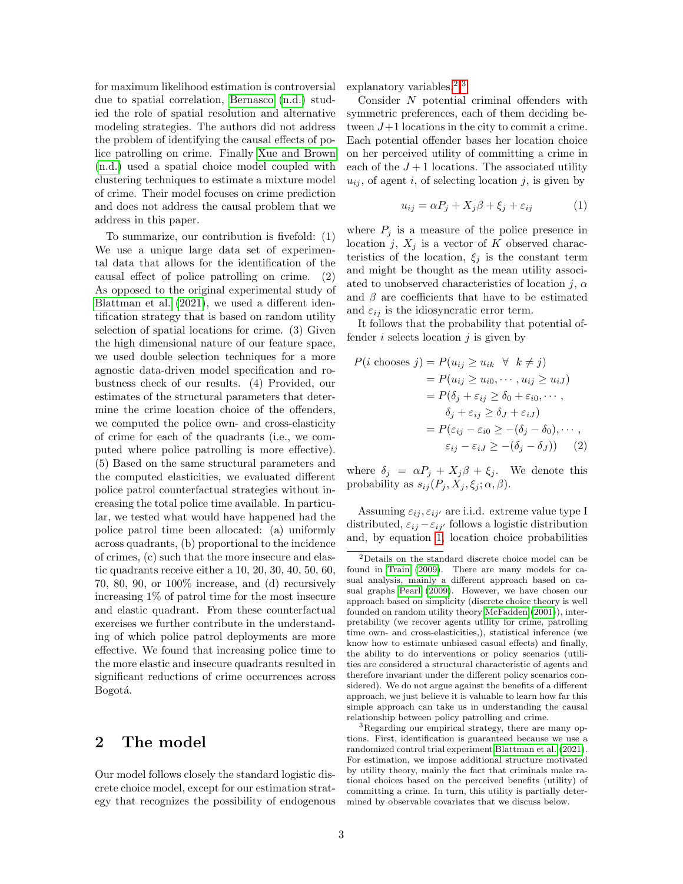for maximum likelihood estimation is controversial due to spatial correlation, Bernasco (n.d.) studied the role of spatial resolution and alternative modeling strategies. The authors did not address the problem of identifying the causal effects of police patrolling on crime. Finally Xue and Brown (n.d.) used a spatial choice model coupled with clustering techniques to estimate a mixture model of crime. Their model focuses on crime prediction and does not address the causal problem that we address in this paper.

To summarize, our contribution is fivefold: (1) We use a unique large data set of experimental data that allows for the identification of the causal effect of police patrolling on crime. (2) As opposed to the original experimental study of Blattman et al. (2021), we used a different identification strategy that is based on random utility selection of spatial locations for crime. (3) Given the high dimensional nature of our feature space, we used double selection techniques for a more agnostic data-driven model specification and robustness check of our results. (4) Provided, our estimates of the structural parameters that determine the crime location choice of the offenders, we computed the police own- and cross-elasticity of crime for each of the quadrants (i.e., we computed where police patrolling is more effective). (5) Based on the same structural parameters and the computed elasticities, we evaluated different police patrol counterfactual strategies without increasing the total police time available. In particular, we tested what would have happened had the police patrol time been allocated: (a) uniformly across quadrants, (b) proportional to the incidence of crimes, (c) such that the more insecure and elastic quadrants receive either a 10, 20, 30, 40, 50, 60, 70, 80, 90, or 100% increase, and (d) recursively increasing 1% of patrol time for the most insecure and elastic quadrant. From these counterfactual exercises we further contribute in the understanding of which police patrol deployments are more effective. We found that increasing police time to the more elastic and insecure quadrants resulted in significant reductions of crime occurrences across Bogotá.

## 2 The model

Our model follows closely the standard logistic discrete choice model, except for our estimation strategy that recognizes the possibility of endogenous explanatory variables.[2][3]

Consider $N$ potential criminal offenders with symmetric preferences, each of them deciding between $J+1$ locations in the city to commit a crime. Each potential offender bases her location choice on her perceived utility of committing a crime in each of the $J+1$ locations. The associated utility $u_{ij}$, of agent $i$, of selecting location $j$, is given by

$$u_{ij} = \alpha P_j + X_j \beta + \xi_j + \varepsilon_{ij} \tag{1}$$

where $P_j$ is a measure of the police presence in location $j$, $X_j$ is a vector of $K$ observed characteristics of the location, $\xi_j$ is the constant term and might be thought as the mean utility associated to unobserved characteristics of location $j$, $\alpha$ and $\beta$ are coefficients that have to be estimated and $\varepsilon_{ij}$ is the idiosyncratic error term.

It follows that the probability that potential offender $i$ selects location $j$ is given by

$$\begin{aligned}
P(i \text{ chooses } j) &= P(u_{ij} \geq u_{ik} \;\; \forall \;\; k \neq j) \\
&= P(u_{ij} \geq u_{i0}, \cdots, u_{ij} \geq u_{iJ}) \\
&= P(\delta_j + \varepsilon_{ij} \geq \delta_0 + \varepsilon_{i0}, \cdots, \\
&\qquad \delta_j + \varepsilon_{ij} \geq \delta_J + \varepsilon_{iJ}) \\
&= P(\varepsilon_{ij} - \varepsilon_{i0} \geq -(\delta_j - \delta_0), \cdots, \\
&\qquad \varepsilon_{ij} - \varepsilon_{iJ} \geq -(\delta_j - \delta_J))
\end{aligned} \tag{2}$$

where $\delta_j = \alpha P_j + X_j \beta + \xi_j$. We denote this probability as $s_{ij}(P_j, X_j, \xi_j; \alpha, \beta)$.

Assuming $\varepsilon_{ij}, \varepsilon_{ij'}$ are i.i.d. extreme value type I distributed, $\varepsilon_{ij} - \varepsilon_{ij'}$ follows a logistic distribution and, by equation 1, location choice probabilities

[2] Details on the standard discrete choice model can be found in Train (2009). There are many models for casual analysis, mainly a different approach based on casual graphs Pearl (2009). However, we have chosen our approach based on simplicity (discrete choice theory is well founded on random utility theory McFadden (2001)), interpretability (we recover agents utility for crime, patrolling time own- and cross-elasticities,), statistical inference (we know how to estimate unbiased casual effects) and finally, the ability to do interventions or policy scenarios (utilities are considered a structural characteristic of agents and therefore invariant under the different policy scenarios considered). We do not argue against the benefits of a different approach, we just believe it is valuable to learn how far this simple approach can take us in understanding the causal relationship between policy patrolling and crime.

[3] Regarding our empirical strategy, there are many options. First, identification is guaranteed because we use a randomized control trial experiment Blattman et al. (2021). For estimation, we impose additional structure motivated by utility theory, mainly the fact that criminals make rational choices based on the perceived benefits (utility) of committing a crime. In turn, this utility is partially determined by observable covariates that we discuss below.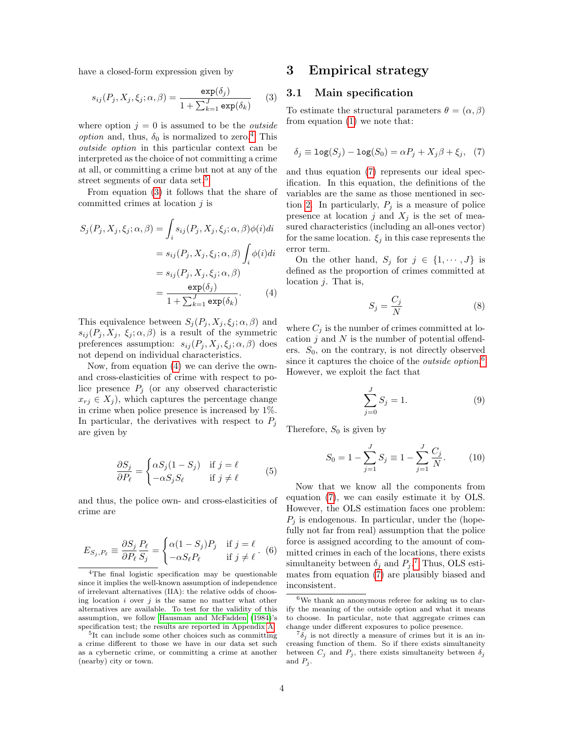have a closed-form expression given by

$$s_{ij}(P_j, X_j, \xi_j; \alpha, \beta) = \frac{\texttt{exp}(\delta_j)}{1 + \sum_{k=1}^{J} \texttt{exp}(\delta_k)} \quad (3)$$

where option $j = 0$ is assumed to be the *outside option* and, thus, $\delta_0$ is normalized to zero.[4] This *outside option* in this particular context can be interpreted as the choice of not committing a crime at all, or committing a crime but not at any of the street segments of our data set.[5]

From equation (3) it follows that the share of committed crimes at location $j$ is

$$\begin{aligned} S_j(P_j, X_j, \xi_j; \alpha, \beta) &= \int_i s_{ij}(P_j, X_j, \xi_j; \alpha, \beta)\phi(i)di \\ &= s_{ij}(P_j, X_j, \xi_j; \alpha, \beta) \int_i \phi(i)di \\ &= s_{ij}(P_j, X_j, \xi_j; \alpha, \beta) \\ &= \frac{\texttt{exp}(\delta_j)}{1 + \sum_{k=1}^{J} \texttt{exp}(\delta_k)}. \end{aligned} \quad (4)$$

This equivalence between $S_j(P_j, X_j, \xi_j; \alpha, \beta)$ and $s_{ij}(P_j, X_j, \xi_j; \alpha, \beta)$ is a result of the symmetric preferences assumption: $s_{ij}(P_j, X_j, \xi_j; \alpha, \beta)$ does not depend on individual characteristics.

Now, from equation (4) we can derive the own- and cross-elasticities of crime with respect to police presence $P_j$ (or any observed characteristic $x_{rj} \in X_j$), which captures the percentage change in crime when police presence is increased by 1%. In particular, the derivatives with respect to $P_j$ are given by

$$\frac{\partial S_j}{\partial P_\ell} = \begin{cases} \alpha S_j(1 - S_j) & \text{if } j = \ell \\ -\alpha S_j S_\ell & \text{if } j \neq \ell \end{cases} \quad (5)$$

and thus, the police own- and cross-elasticities of crime are

$$E_{S_j, P_\ell} \equiv \frac{\partial S_j}{\partial P_\ell} \frac{P_\ell}{S_j} = \begin{cases} \alpha(1 - S_j)P_j & \text{if } j = \ell \\ -\alpha S_\ell P_\ell & \text{if } j \neq \ell \end{cases}. \quad (6)$$

## 3 Empirical strategy

### 3.1 Main specification

To estimate the structural parameters $\theta = (\alpha, \beta)$ from equation (1) we note that:

$$\delta_j \equiv \texttt{log}(S_j) - \texttt{log}(S_0) = \alpha P_j + X_j\beta + \xi_j, \quad (7)$$

and thus equation (7) represents our ideal specification. In this equation, the definitions of the variables are the same as those mentioned in section 2. In particularly, $P_j$ is a measure of police presence at location $j$ and $X_j$ is the set of measured characteristics (including an all-ones vector) for the same location. $\xi_j$ in this case represents the error term.

On the other hand, $S_j$ for $j \in \{1, \cdots, J\}$ is defined as the proportion of crimes committed at location $j$. That is,

$$S_j = \frac{C_j}{N} \quad (8)$$

where $C_j$ is the number of crimes committed at location $j$ and $N$ is the number of potential offenders. $S_0$, on the contrary, is not directly observed since it captures the choice of the *outside option*.[6] However, we exploit the fact that

$$\sum_{j=0}^{J} S_j = 1. \quad (9)$$

Therefore, $S_0$ is given by

$$S_0 = 1 - \sum_{j=1}^{J} S_j \equiv 1 - \sum_{j=1}^{J} \frac{C_j}{N}. \quad (10)$$

Now that we know all the components from equation (7), we can easily estimate it by OLS. However, the OLS estimation faces one problem: $P_j$ is endogenous. In particular, under the (hopefully not far from real) assumption that the police force is assigned according to the amount of committed crimes in each of the locations, there exists simultaneity between $\delta_j$ and $P_j$.[7] Thus, OLS estimates from equation (7) are plausibly biased and inconsistent.

---

[4] The final logistic specification may be questionable since it implies the well-known assumption of independence of irrelevant alternatives (IIA): the relative odds of choosing location $i$ over $j$ is the same no matter what other alternatives are available. To test for the validity of this assumption, we follow Hausman and McFadden (1984)'s specification test; the results are reported in Appendix A.

[5] It can include some other choices such as committing a crime different to those we have in our data set such as a cybernetic crime, or committing a crime at another (nearby) city or town.

[6] We thank an anonymous referee for asking us to clarify the meaning of the outside option and what it means to choose. In particular, note that aggregate crimes can change under different exposures to police presence.

[7] $\delta_j$ is not directly a measure of crimes but it is an increasing function of them. So if there exists simultaneity between $C_j$ and $P_j$, there exists simultaneity between $\delta_j$ and $P_j$.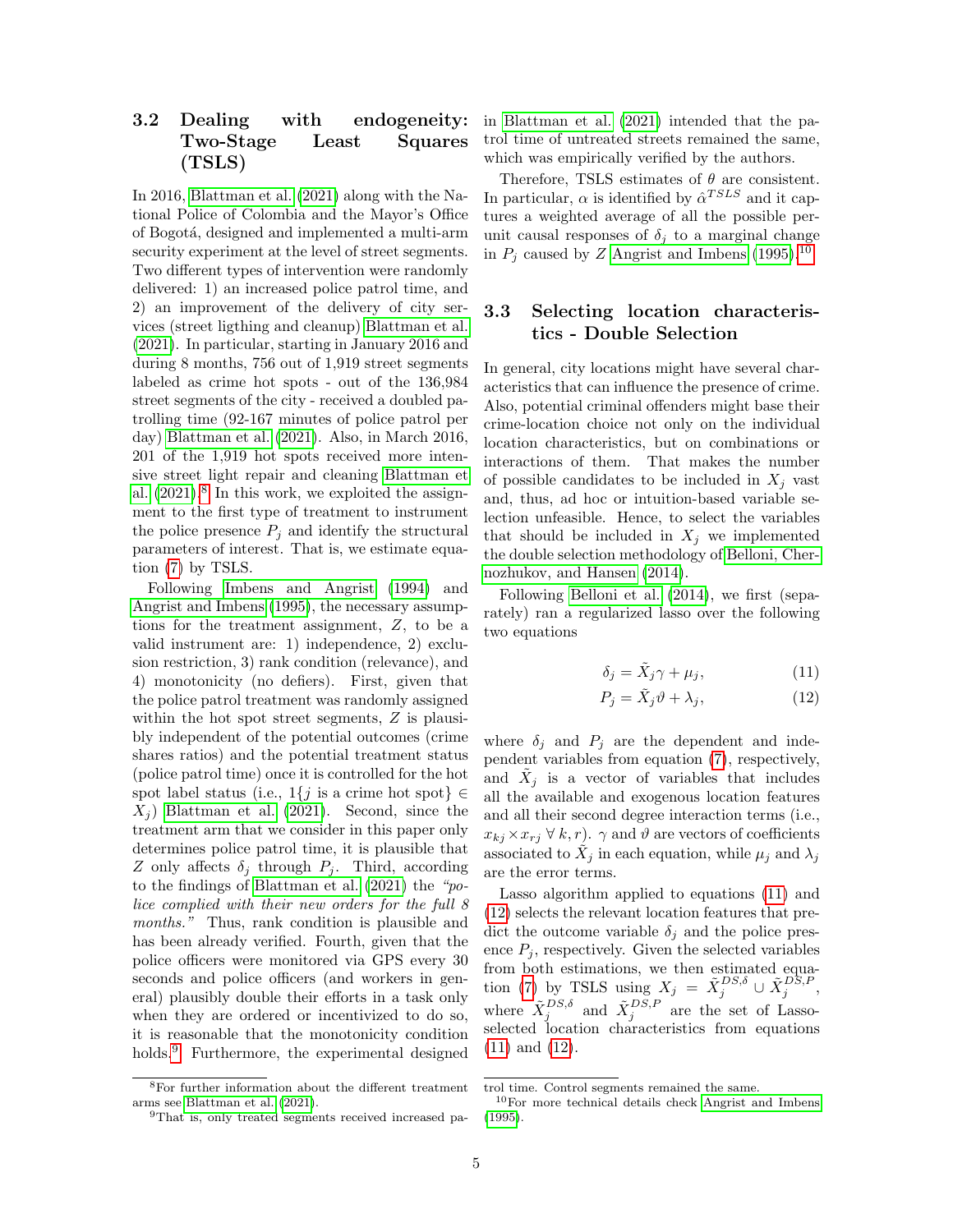### 3.2 Dealing with endogeneity: Two-Stage Least Squares (TSLS)

In 2016, Blattman et al. (2021) along with the National Police of Colombia and the Mayor's Office of Bogotá, designed and implemented a multi-arm security experiment at the level of street segments. Two different types of intervention were randomly delivered: 1) an increased police patrol time, and 2) an improvement of the delivery of city services (street ligthing and cleanup) Blattman et al. (2021). In particular, starting in January 2016 and during 8 months, 756 out of 1,919 street segments labeled as crime hot spots - out of the 136,984 street segments of the city - received a doubled patrolling time (92-167 minutes of police patrol per day) Blattman et al. (2021). Also, in March 2016, 201 of the 1,919 hot spots received more intensive street light repair and cleaning Blattman et al. (2021).[8] In this work, we exploited the assignment to the first type of treatment to instrument the police presence $P_j$ and identify the structural parameters of interest. That is, we estimate equation (7) by TSLS.

Following Imbens and Angrist (1994) and Angrist and Imbens (1995), the necessary assumptions for the treatment assignment, $Z$, to be a valid instrument are: 1) independence, 2) exclusion restriction, 3) rank condition (relevance), and 4) monotonicity (no defiers). First, given that the police patrol treatment was randomly assigned within the hot spot street segments, $Z$ is plausibly independent of the potential outcomes (crime shares ratios) and the potential treatment status (police patrol time) once it is controlled for the hot spot label status (i.e., $1\{j \text{ is a crime hot spot}\} \in X_j$) Blattman et al. (2021). Second, since the treatment arm that we consider in this paper only determines police patrol time, it is plausible that $Z$ only affects $\delta_j$ through $P_j$. Third, according to the findings of Blattman et al. (2021) the *"police complied with their new orders for the full 8 months."* Thus, rank condition is plausible and has been already verified. Fourth, given that the police officers were monitored via GPS every 30 seconds and police officers (and workers in general) plausibly double their efforts in a task only when they are ordered or incentivized to do so, it is reasonable that the monotonicity condition holds.[9] Furthermore, the experimental designed in Blattman et al. (2021) intended that the patrol time of untreated streets remained the same, which was empirically verified by the authors.

Therefore, TSLS estimates of $\theta$ are consistent. In particular, $\alpha$ is identified by $\hat{\alpha}^{TSLS}$ and it captures a weighted average of all the possible per-unit causal responses of $\delta_j$ to a marginal change in $P_j$ caused by $Z$ Angrist and Imbens (1995).[10]

### 3.3 Selecting location characteristics - Double Selection

In general, city locations might have several characteristics that can influence the presence of crime. Also, potential criminal offenders might base their crime-location choice not only on the individual location characteristics, but on combinations or interactions of them. That makes the number of possible candidates to be included in $X_j$ vast and, thus, ad hoc or intuition-based variable selection unfeasible. Hence, to select the variables that should be included in $X_j$ we implemented the double selection methodology of Belloni, Chernozhukov, and Hansen (2014).

Following Belloni et al. (2014), we first (separately) ran a regularized lasso over the following two equations

$$\delta_j = \tilde{X}_j\gamma + \mu_j, \tag{11}$$

$$P_j = \tilde{X}_j\vartheta + \lambda_j, \tag{12}$$

where $\delta_j$ and $P_j$ are the dependent and independent variables from equation (7), respectively, and $\tilde{X}_j$ is a vector of variables that includes all the available and exogenous location features and all their second degree interaction terms (i.e., $x_{kj} \times x_{rj}\ \forall\ k, r$). $\gamma$ and $\vartheta$ are vectors of coefficients associated to $\tilde{X}_j$ in each equation, while $\mu_j$ and $\lambda_j$ are the error terms.

Lasso algorithm applied to equations (11) and (12) selects the relevant location features that predict the outcome variable $\delta_j$ and the police presence $P_j$, respectively. Given the selected variables from both estimations, we then estimated equation (7) by TSLS using $X_j = \tilde{X}_j^{DS,\delta} \cup \tilde{X}_j^{DS,P}$, where $\tilde{X}_j^{DS,\delta}$ and $\tilde{X}_j^{DS,P}$ are the set of Lasso-selected location characteristics from equations (11) and (12).

---

[8] For further information about the different treatment arms see Blattman et al. (2021).

[9] That is, only treated segments received increased patrol time. Control segments remained the same.

[10] For more technical details check Angrist and Imbens (1995).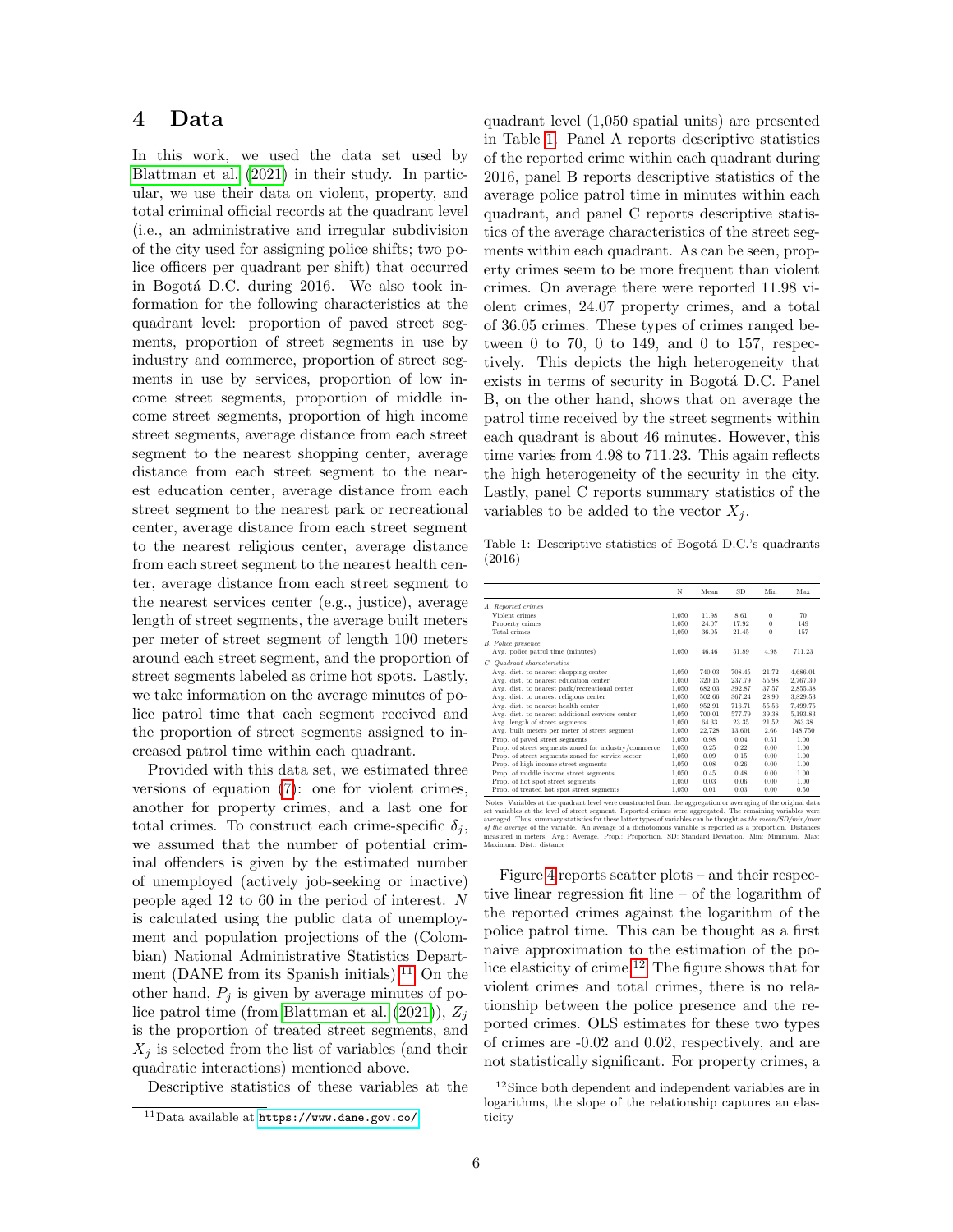# 4 Data

In this work, we used the data set used by Blattman et al. (2021) in their study. In particular, we use their data on violent, property, and total criminal official records at the quadrant level (i.e., an administrative and irregular subdivision of the city used for assigning police shifts; two police officers per quadrant per shift) that occurred in Bogotá D.C. during 2016. We also took information for the following characteristics at the quadrant level: proportion of paved street segments, proportion of street segments in use by industry and commerce, proportion of street segments in use by services, proportion of low income street segments, proportion of middle income street segments, proportion of high income street segments, average distance from each street segment to the nearest shopping center, average distance from each street segment to the nearest education center, average distance from each street segment to the nearest park or recreational center, average distance from each street segment to the nearest religious center, average distance from each street segment to the nearest health center, average distance from each street segment to the nearest services center (e.g., justice), average length of street segments, the average built meters per meter of street segment of length 100 meters around each street segment, and the proportion of street segments labeled as crime hot spots. Lastly, we take information on the average minutes of police patrol time that each segment received and the proportion of street segments assigned to increased patrol time within each quadrant.

Provided with this data set, we estimated three versions of equation (7): one for violent crimes, another for property crimes, and a last one for total crimes. To construct each crime-specific $\delta_j$, we assumed that the number of potential criminal offenders is given by the estimated number of unemployed (actively job-seeking or inactive) people aged 12 to 60 in the period of interest. $N$ is calculated using the public data of unemployment and population projections of the (Colombian) National Administrative Statistics Department (DANE from its Spanish initials).[11] On the other hand, $P_j$ is given by average minutes of police patrol time (from Blattman et al. (2021)), $Z_j$ is the proportion of treated street segments, and $X_j$ is selected from the list of variables (and their quadratic interactions) mentioned above.

Descriptive statistics of these variables at the quadrant level (1,050 spatial units) are presented in Table 1. Panel A reports descriptive statistics of the reported crime within each quadrant during 2016, panel B reports descriptive statistics of the average police patrol time in minutes within each quadrant, and panel C reports descriptive statistics of the average characteristics of the street segments within each quadrant. As can be seen, property crimes seem to be more frequent than violent crimes. On average there were reported 11.98 violent crimes, 24.07 property crimes, and a total of 36.05 crimes. These types of crimes ranged between 0 to 70, 0 to 149, and 0 to 157, respectively. This depicts the high heterogeneity that exists in terms of security in Bogotá D.C. Panel B, on the other hand, shows that on average the patrol time received by the street segments within each quadrant is about 46 minutes. However, this time varies from 4.98 to 711.23. This again reflects the high heterogeneity of the security in the city. Lastly, panel C reports summary statistics of the variables to be added to the vector $X_j$.

Table 1: Descriptive statistics of Bogotá D.C.'s quadrants (2016)

| | N | Mean | SD | Min | Max |
|---|---|---|---|---|---|
| *A. Reported crimes* | | | | | |
| Violent crimes | 1,050 | 11.98 | 8.61 | 0 | 70 |
| Property crimes | 1,050 | 24.07 | 17.92 | 0 | 149 |
| Total crimes | 1,050 | 36.05 | 21.45 | 0 | 157 |
| *B. Police presence* | | | | | |
| Avg. police patrol time (minutes) | 1,050 | 46.46 | 51.89 | 4.98 | 711.23 |
| *C. Quadrant characteristics* | | | | | |
| Avg. dist. to nearest shopping center | 1,050 | 740.03 | 708.45 | 21.72 | 4,686.01 |
| Avg. dist. to nearest education center | 1,050 | 320.15 | 237.79 | 55.98 | 2,767.30 |
| Avg. dist. to nearest park/recreational center | 1,050 | 682.03 | 392.87 | 37.57 | 2,855.38 |
| Avg. dist. to nearest religious center | 1,050 | 502.66 | 367.24 | 28.90 | 3,829.53 |
| Avg. dist. to nearest health center | 1,050 | 952.91 | 716.71 | 55.56 | 7,499.75 |
| Avg. dist. to nearest additional services center | 1,050 | 700.01 | 577.79 | 39.38 | 5,193.83 |
| Avg. length of street segments | 1,050 | 64.33 | 23.35 | 21.52 | 263.38 |
| Avg. built meters per meter of street segment | 1,050 | 22.728 | 13.601 | 2.66 | 148.750 |
| Prop. of paved street segments | 1,050 | 0.98 | 0.04 | 0.51 | 1.00 |
| Prop. of street segments zoned for industry/commerce | 1,050 | 0.25 | 0.22 | 0.00 | 1.00 |
| Prop. of street segments zoned for service sector | 1,050 | 0.09 | 0.15 | 0.00 | 1.00 |
| Prop. of high income street segments | 1,050 | 0.08 | 0.26 | 0.00 | 1.00 |
| Prop. of middle income street segments | 1,050 | 0.45 | 0.48 | 0.00 | 1.00 |
| Prop. of hot spot street segments | 1,050 | 0.03 | 0.06 | 0.00 | 1.00 |
| Prop. of treated hot spot street segments | 1,050 | 0.01 | 0.03 | 0.00 | 0.50 |

Notes: Variables at the quadrant level were constructed from the aggregation or averaging of the original data set variables at the level of street segment. Reported crimes were aggregated. The remaining variables were averaged. Thus, summary statistics for these latter types of variables can be thought as *the mean/SD/min/max of the average* of the variable. An average of a dichotomous variable is reported as a proportion. Distances measured in meters. Avg.: Average. Prop.: Proportion. SD: Standard Deviation. Min: Minimum. Max: Maximum. Dist.: distance

Figure 4 reports scatter plots – and their respective linear regression fit line – of the logarithm of the reported crimes against the logarithm of the police patrol time. This can be thought as a first naive approximation to the estimation of the police elasticity of crime.[12] The figure shows that for violent crimes and total crimes, there is no relationship between the police presence and the reported crimes. OLS estimates for these two types of crimes are -0.02 and 0.02, respectively, and are not statistically significant. For property crimes, a

[11] Data available at https://www.dane.gov.co/

[12] Since both dependent and independent variables are in logarithms, the slope of the relationship captures an elasticity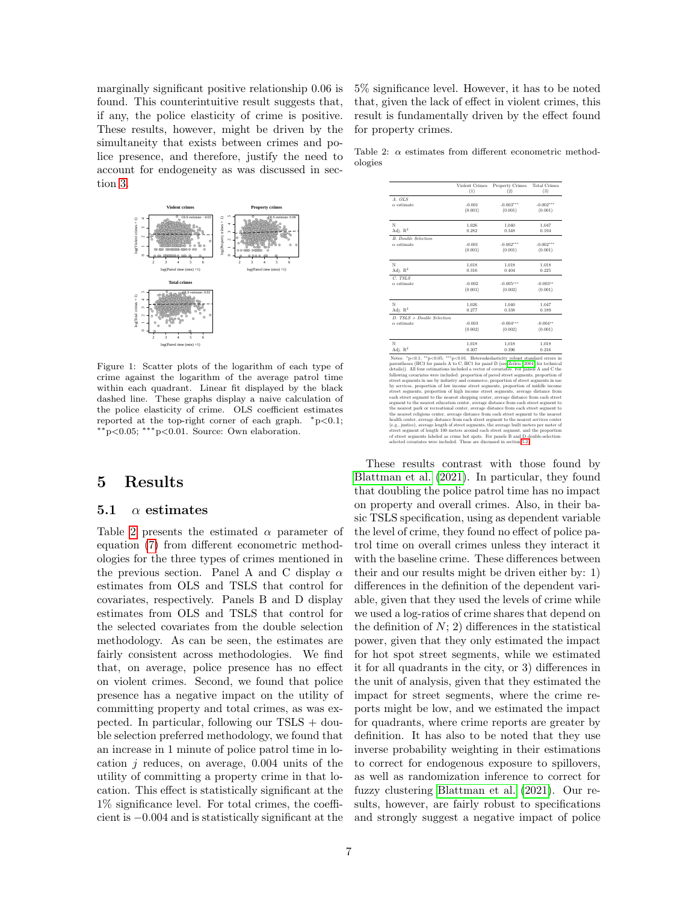marginally significant positive relationship 0.06 is found. This counterintuitive result suggests that, if any, the police elasticity of crime is positive. These results, however, might be driven by the simultaneity that exists between crimes and police presence, and therefore, justify the need to account for endogeneity as was discussed in section 3.

Figure 1: Scatter plots of the logarithm of each type of crime against the logarithm of the average patrol time within each quadrant. Linear fit displayed by the black dashed line. These graphs display a naive calculation of the police elasticity of crime. OLS coefficient estimates reported at the top-right corner of each graph. $^{*}$p<0.1; $^{**}$p<0.05; $^{***}$p<0.01. Source: Own elaboration.

## 5 Results

### 5.1 $\alpha$ estimates

Table 2 presents the estimated $\alpha$ parameter of equation (7) from different econometric methodologies for the three types of crimes mentioned in the previous section. Panel A and C display $\alpha$ estimates from OLS and TSLS that control for covariates, respectively. Panels B and D display estimates from OLS and TSLS that control for the selected covariates from the double selection methodology. As can be seen, the estimates are fairly consistent across methodologies. We find that, on average, police presence has no effect on violent crimes. Second, we found that police presence has a negative impact on the utility of committing property and total crimes, as was expected. In particular, following our TSLS + double selection preferred methodology, we found that an increase in 1 minute of police patrol time in location $j$ reduces, on average, 0.004 units of the utility of committing a property crime in that location. This effect is statistically significant at the 1% significance level. For total crimes, the coefficient is $-0.004$ and is statistically significant at the 5% significance level. However, it has to be noted that, given the lack of effect in violent crimes, this result is fundamentally driven by the effect found for property crimes.

Table 2: $\alpha$ estimates from different econometric methodologies

| | Violent Crimes (1) | Property Crimes (2) | Total Crimes (3) |
|---|---|---|---|
| *A. OLS* | | | |
| $\alpha$ estimate | −0.001 | −0.003$^{***}$ | −0.002$^{***}$ |
| | (0.001) | (0.001) | (0.001) |
| N | 1,026 | 1,040 | 1,047 |
| Adj. $R^2$ | 0.282 | 0.348 | 0.194 |
| *B. Double Selection* | | | |
| $\alpha$ estimate | −0.001 | −0.002$^{***}$ | −0.002$^{***}$ |
| | (0.001) | (0.001) | (0.001) |
| N | 1,018 | 1,018 | 1,018 |
| Adj. $R^2$ | 0.316 | 0.404 | 0.225 |
| *C. TSLS* | | | |
| $\alpha$ estimate | −0.002 | −0.005$^{***}$ | −0.003$^{**}$ |
| | (0.001) | (0.002) | (0.001) |
| N | 1,026 | 1,040 | 1,047 |
| Adj. $R^2$ | 0.277 | 0.338 | 0.189 |
| *D. TSLS + Double Selection* | | | |
| $\alpha$ estimate | −0.003 | −0.004$^{***}$ | −0.004$^{**}$ |
| | (0.002) | (0.002) | (0.001) |
| N | 1,018 | 1,018 | 1,018 |
| Adj. $R^2$ | 0.307 | 0.396 | 0.216 |

Notes: $^{*}$p<0.1; $^{**}$p<0.05; $^{***}$p<0.01. Heteroskedasticity robust standard errors in parentheses (HC3 for panels A to C, HC1 for panel D (see Zeileis 2004 for technical details)). All four estimations included a vector of covariates. For panels A and C the following covariates were included: proportion of paved street segments, proportion of street segments in use by industry and commerce, proportion of street segments in use by services, proportion of low income street segments, proportion of middle income street segments, proportion of high income street segments, average distance from each street segment to the nearest shopping center, average distance from each street segment to the nearest education center, average distance from each street segment to the nearest park or recreational center, average distance from each street segment to the nearest religious center, average distance from each street segment to the nearest health center, average distance from each street segment to the nearest services center (e.g., justice), average length of street segments, the average built meters per meter of street segment of length 100 meters around each street segment, and the proportion of street segments labeled as crime hot spots. For panels B and D double-selection-selected covariates were included. These are discussed in section 5.2.

These results contrast with those found by Blattman et al. (2021). In particular, they found that doubling the police patrol time has no impact on property and overall crimes. Also, in their basic TSLS specification, using as dependent variable the level of crime, they found no effect of police patrol time on overall crimes unless they interact it with the baseline crime. These differences between their and our results might be driven either by: 1) differences in the definition of the dependent variable, given that they used the levels of crime while we used a log-ratios of crime shares that depend on the definition of $N$; 2) differences in the statistical power, given that they only estimated the impact for hot spot street segments, while we estimated it for all quadrants in the city, or 3) differences in the unit of analysis, given that they estimated the impact for street segments, where the crime reports might be low, and we estimated the impact for quadrants, where crime reports are greater by definition. It has also to be noted that they use inverse probability weighting in their estimations to correct for endogenous exposure to spillovers, as well as randomization inference to correct for fuzzy clustering Blattman et al. (2021). Our results, however, are fairly robust to specifications and strongly suggest a negative impact of police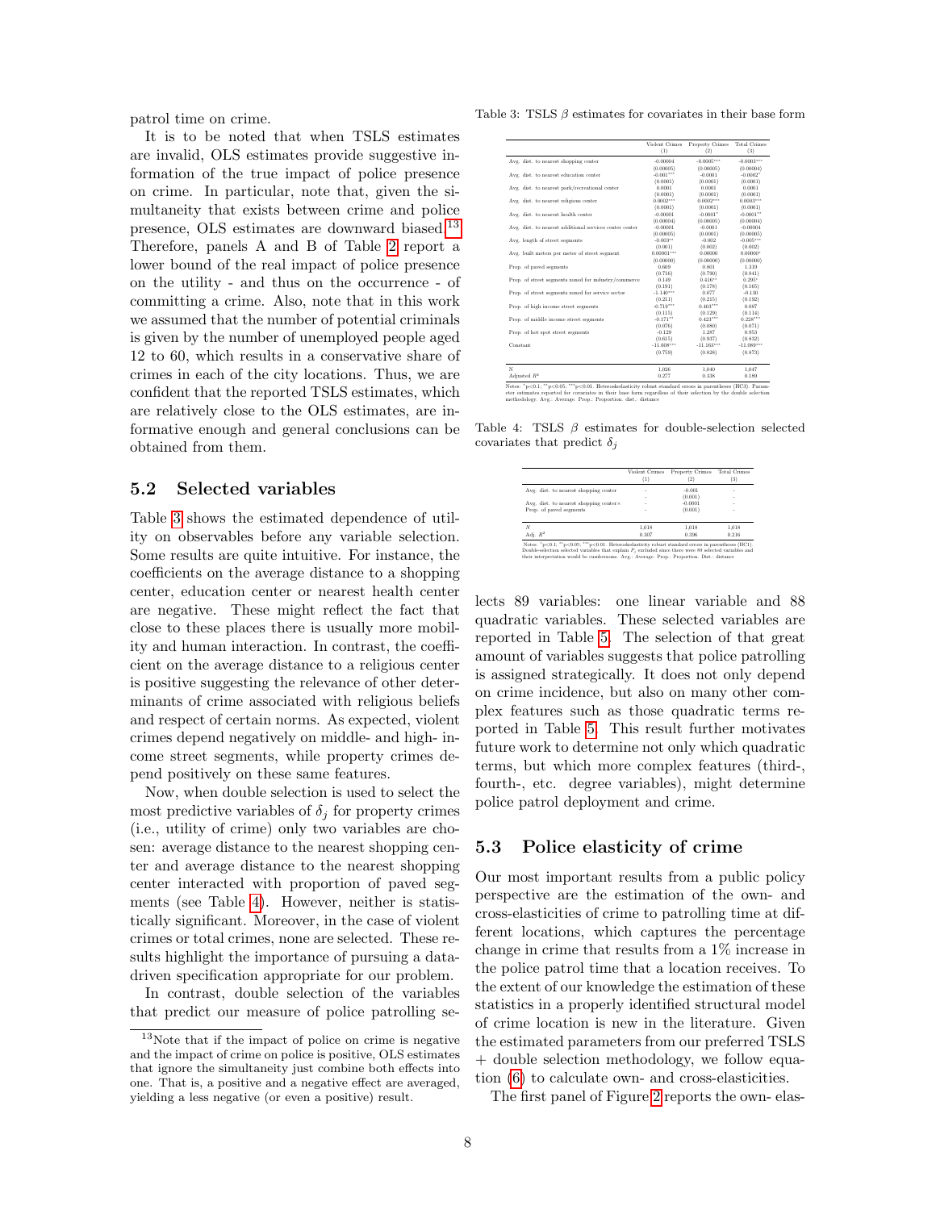patrol time on crime.

It is to be noted that when TSLS estimates are invalid, OLS estimates provide suggestive information of the true impact of police presence on crime. In particular, note that, given the simultaneity that exists between crime and police presence, OLS estimates are downward biased.[13] Therefore, panels A and B of Table 2 report a lower bound of the real impact of police presence on the utility - and thus on the occurrence - of committing a crime. Also, note that in this work we assumed that the number of potential criminals is given by the number of unemployed people aged 12 to 60, which results in a conservative share of crimes in each of the city locations. Thus, we are confident that the reported TSLS estimates, which are relatively close to the OLS estimates, are informative enough and general conclusions can be obtained from them.

## 5.2 Selected variables

Table 3 shows the estimated dependence of utility on observables before any variable selection. Some results are quite intuitive. For instance, the coefficients on the average distance to a shopping center, education center or nearest health center are negative. These might reflect the fact that close to these places there is usually more mobility and human interaction. In contrast, the coefficient on the average distance to a religious center is positive suggesting the relevance of other determinants of crime associated with religious beliefs and respect of certain norms. As expected, violent crimes depend negatively on middle- and high- income street segments, while property crimes depend positively on these same features.

Now, when double selection is used to select the most predictive variables of $\delta_j$ for property crimes (i.e., utility of crime) only two variables are chosen: average distance to the nearest shopping center and average distance to the nearest shopping center interacted with proportion of paved segments (see Table 4). However, neither is statistically significant. Moreover, in the case of violent crimes or total crimes, none are selected. These results highlight the importance of pursuing a data-driven specification appropriate for our problem.

In contrast, double selection of the variables that predict our measure of police patrolling selects 89 variables: one linear variable and 88 quadratic variables. These selected variables are reported in Table 5. The selection of that great amount of variables suggests that police patrolling is assigned strategically. It does not only depend on crime incidence, but also on many other complex features such as those quadratic terms reported in Table 5. This result further motivates future work to determine not only which quadratic terms, but which more complex features (third-, fourth-, etc. degree variables), might determine police patrol deployment and crime.

Table 3: TSLS $\beta$ estimates for covariates in their base form

| | Violent Crimes (1) | Property Crimes (2) | Total Crimes (3) |
|---|---|---|---|
| Avg. dist. to nearest shopping center | -0.00004 | -0.0005*** | -0.0003*** |
| | (0.00005) | (0.00005) | (0.00004) |
| Avg. dist. to nearest education center | -0.001*** | -0.0001 | -0.0002* |
| | (0.0001) | (0.0001) | (0.0001) |
| Avg. dist. to nearest park/recreational center | 0.0001 | 0.0001 | 0.0001 |
| | (0.0001) | (0.0001) | (0.0001) |
| Avg. dist. to nearest religious center | 0.0002*** | 0.0002*** | 0.0003*** |
| | (0.0001) | (0.0001) | (0.0001) |
| Avg. dist. to nearest health center | -0.00001 | -0.0001* | -0.0001** |
| | (0.00004) | (0.00005) | (0.00004) |
| Avg. dist. to nearest additional services center center | -0.00001 | -0.0001 | -0.00004 |
| | (0.00005) | (0.0001) | (0.00005) |
| Avg. length of street segments | -0.003** | -0.002 | -0.005*** |
| | (0.001) | (0.002) | (0.002) |
| Avg. built meters per meter of street segment | 0.00001*** | 0.00000 | 0.00000* |
| | (0.00000) | (0.00000) | (0.00000) |
| Prop. of paved segments | 0.669 | 0.861 | 1.319 |
| | (0.716) | (0.790) | (0.841) |
| Prop. of street segments zoned for industry/commerce | 0.149 | 0.416** | 0.295* |
| | (0.191) | (0.178) | (0.165) |
| Prop. of street segments zoned for service sector | -1.146*** | 0.077 | -0.130 |
| | (0.211) | (0.215) | (0.192) |
| Prop. of high income street segments | -0.719*** | 0.403*** | 0.087 |
| | (0.115) | (0.129) | (0.114) |
| Prop. of middle income street segments | -0.171** | 0.423*** | 0.228*** |
| | (0.076) | (0.080) | (0.071) |
| Prop. of hot spot street segments | -0.129 | 1.287 | 0.953 |
| | (0.615) | (0.937) | (0.832) |
| Constant | -11.608*** | -11.163*** | -11.089*** |
| | (0.759) | (0.828) | (0.873) |
| N | 1,026 | 1,040 | 1,047 |
| Adjusted $R^2$ | 0.277 | 0.338 | 0.189 |

Notes: *p<0.1; **p<0.05; ***p<0.01. Heteroskedasticity robust standard errors in parentheses (HC1). Parameter estimates reported for covariates in their base form regardless of their selection by the double selection methodology. Avg.: Average. Prop.: Proportion. dist.: distance

Table 4: TSLS $\beta$ estimates for double-selection selected covariates that predict $\delta_j$

| | Violent Crimes (1) | Property Crimes (2) | Total Crimes (3) |
|---|---|---|---|
| Avg. dist. to nearest shopping center | - | -0.001 | - |
| | - | (0.001) | - |
| Avg. dist. to nearest shopping center× | - | -0.0001 | - |
| Prop. of paved segments | - | (0.001) | - |
| $N$ | 1,018 | 1,018 | 1,018 |
| Adj. $R^2$ | 0.307 | 0.396 | 0.216 |

Notes: *p<0.1; **p<0.05; ***p<0.01. Heteroskedasticity robust standard errors in parenthesis (HC1). Double-selection selected variables that explain $P_j$ excluded since there were 89 selected variables and their interpretation would be cumbersome. Avg.: Average. Prop.: Proportion. Dist.: distance

## 5.3 Police elasticity of crime

Our most important results from a public policy perspective are the estimation of the own- and cross-elasticities of crime to patrolling time at different locations, which captures the percentage change in crime that results from a 1% increase in the police patrol time that a location receives. To the extent of our knowledge the estimation of these statistics in a properly identified structural model of crime location is new in the literature. Given the estimated parameters from our preferred TSLS + double selection methodology, we follow equation (6) to calculate own- and cross-elasticities.

The first panel of Figure 2 reports the own- elas-

[13] Note that if the impact of police on crime is negative and the impact of crime on police is positive, OLS estimates that ignore the simultaneity just combine both effects into one. That is, a positive and a negative effect are averaged, yielding a less negative (or even a positive) result.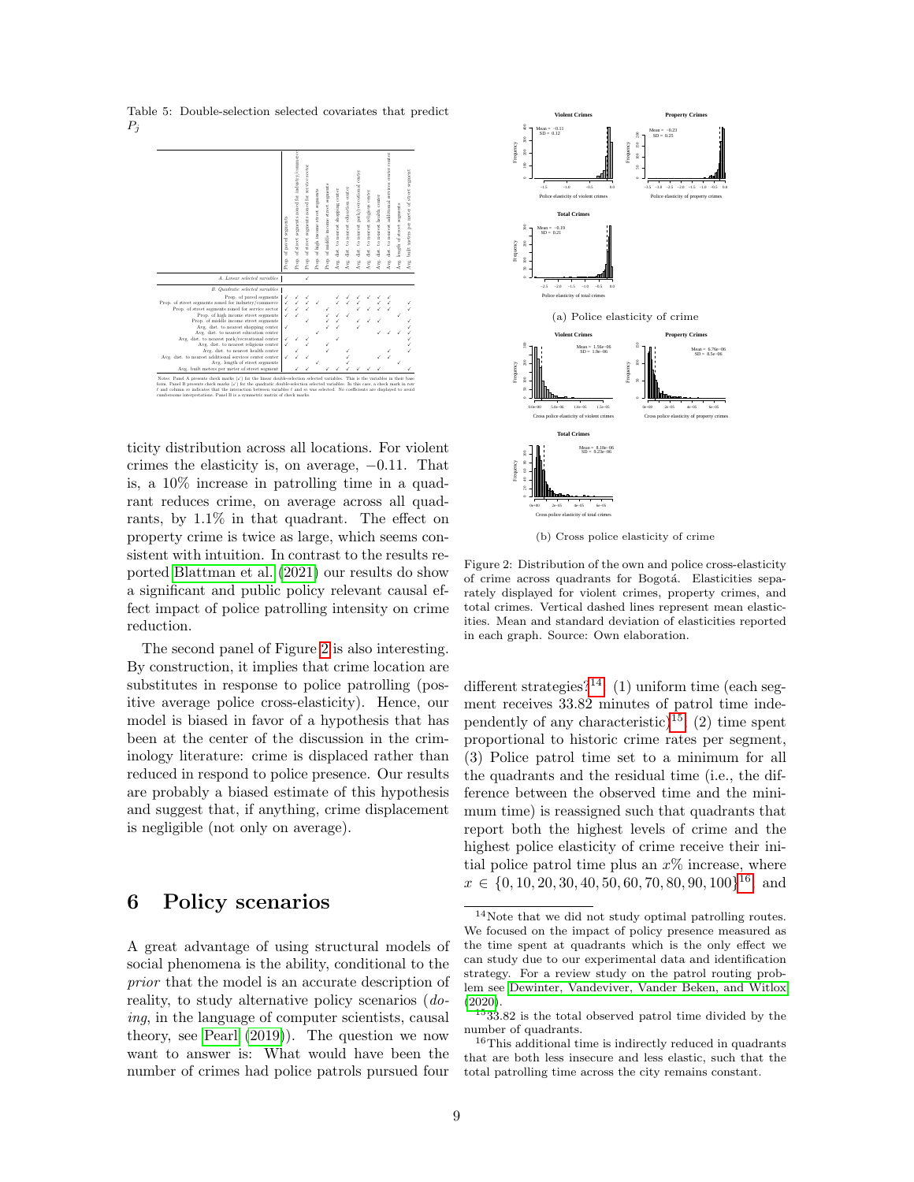Table 5: Double-selection selected covariates that predict $P_j$

| | Prop. of paved segments | Prop. of street segments zoned for industry/commerce | Prop. of street segments zoned for service sector | Prop. of high income street segments | Prop. of middle income street segments | Avg. dist. to nearest shopping center | Avg. dist. to nearest education center | Avg. dist. to nearest park/recreational center | Avg. dist. to nearest religious center | Avg. dist. to nearest health center | Avg. dist. to nearest additional services center center | Avg. length of street segments | Avg. built meters per meter of street segment |
|---|---|---|---|---|---|---|---|---|---|---|---|---|---|
| *A. Linear selected variables* | | | ✓ | | | | | | | | | | |
| *B. Quadratic selected variables* | | | | | | | | | | | | | |
| Prop. of paved segments | ✓ | ✓ | ✓ | | | ✓ | ✓ | ✓ | ✓ | ✓ | ✓ | | |
| Prop. of street segments zoned for industry/commerce | ✓ | ✓ | ✓ | ✓ | | ✓ | ✓ | ✓ | | ✓ | ✓ | | ✓ |
| Prop. of street segments zoned for service sector | ✓ | ✓ | ✓ | | ✓ | | | ✓ | ✓ | ✓ | ✓ | | ✓ |
| Prop. of high income street segments | ✓ | ✓ | | | ✓ | ✓ | ✓ | | | | | ✓ | |
| Prop. of middle income street segments | | | ✓ | | ✓ | ✓ | | ✓ | ✓ | ✓ | | | ✓ |
| Avg. dist. to nearest shopping center | ✓ | | | | ✓ | ✓ | | ✓ | | | | | ✓ |
| Avg. dist. to nearest education center | | | | ✓ | | | | | | ✓ | ✓ | ✓ | ✓ |
| Avg. dist. to nearest park/recreational center | ✓ | ✓ | ✓ | | | ✓ | | | | | | | ✓ |
| Avg. dist. to nearest religious center | ✓ | | ✓ | | ✓ | | | | | | | | ✓ |
| Avg. dist. to nearest health center | | ✓ | | | ✓ | | | ✓ | | | ✓ | | ✓ |
| Avg. dist. to nearest additional services center center | ✓ | ✓ | ✓ | | | | | ✓ | | ✓ | ✓ | | |
| Avg. length of street segments | | | | ✓ | | | | ✓ | | | | ✓ | |
| Avg. built meters per meter of street segment | | ✓ | ✓ | | ✓ | ✓ | ✓ | ✓ | ✓ | ✓ | | | |

Notes: Panel A presents check marks (✓) for the linear double-selection selected variables. This is the variables in their base form. Panel B presents check marks (✓) for the quadratic double-selection selected variables. In this case, a check mark in row $\ell$ and column $m$ indicates that the interaction between variables $\ell$ and $m$ was selected. No coefficients are displayed to avoid cumbersome interpretations. Panel B is a symmetric matrix of check marks.

ticity distribution across all locations. For violent crimes the elasticity is, on average, $-0.11$. That is, a 10% increase in patrolling time in a quadrant reduces crime, on average across all quadrants, by 1.1% in that quadrant. The effect on property crime is twice as large, which seems consistent with intuition. In contrast to the results reported Blattman et al. (2021) our results do show a significant and public policy relevant causal effect impact of police patrolling intensity on crime reduction.

The second panel of Figure 2 is also interesting. By construction, it implies that crime location are substitutes in response to police patrolling (positive average police cross-elasticity). Hence, our model is biased in favor of a hypothesis that has been at the center of the discussion in the criminology literature: crime is displaced rather than reduced in respond to police presence. Our results are probably a biased estimate of this hypothesis and suggest that, if anything, crime displacement is negligible (not only on average).

(a) Police elasticity of crime

(b) Cross police elasticity of crime

Figure 2: Distribution of the own and police cross-elasticity of crime across quadrants for Bogotá. Elasticities separately displayed for violent crimes, property crimes, and total crimes. Vertical dashed lines represent mean elasticities. Mean and standard deviation of elasticities reported in each graph. Source: Own elaboration.

## 6 Policy scenarios

A great advantage of using structural models of social phenomena is the ability, conditional to the *prior* that the model is an accurate description of reality, to study alternative policy scenarios (*doing*, in the language of computer scientists, causal theory, see Pearl (2019)). The question we now want to answer is: What would have been the number of crimes had police patrols pursued four different strategies?[14]: (1) uniform time (each segment receives 33.82 minutes of patrol time independently of any characteristic)[15], (2) time spent proportional to historic crime rates per segment, (3) Police patrol time set to a minimum for all the quadrants and the residual time (i.e., the difference between the observed time and the minimum time) is reassigned such that quadrants that report both the highest levels of crime and the highest police elasticity of crime receive their initial police patrol time plus an $x$% increase, where $x \in \{0, 10, 20, 30, 40, 50, 60, 70, 80, 90, 100\}$[16], and

[14] Note that we did not study optimal patrolling routes. We focused on the impact of policy presence measured as the time spent at quadrants which is the only effect we can study due to our experimental data and identification strategy. For a review study on the patrol routing problem see Dewinter, Vandeviver, Vander Beken, and Witlox (2020).

[15] 33.82 is the total observed patrol time divided by the number of quadrants.

[16] This additional time is indirectly reduced in quadrants that are both less insecure and less elastic, such that the total patrolling time across the city remains constant.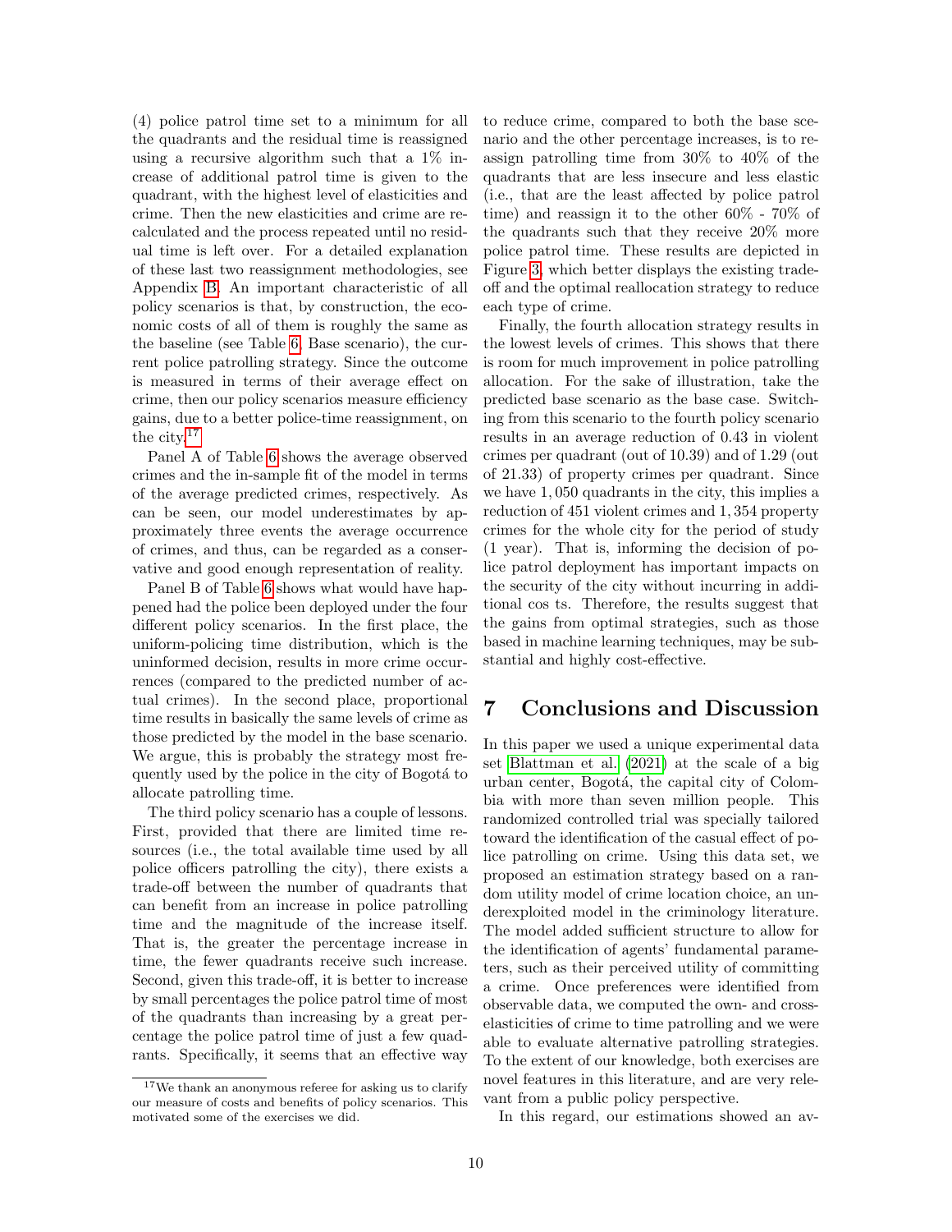(4) police patrol time set to a minimum for all the quadrants and the residual time is reassigned using a recursive algorithm such that a 1% increase of additional patrol time is given to the quadrant, with the highest level of elasticities and crime. Then the new elasticities and crime are recalculated and the process repeated until no residual time is left over. For a detailed explanation of these last two reassignment methodologies, see Appendix B. An important characteristic of all policy scenarios is that, by construction, the economic costs of all of them is roughly the same as the baseline (see Table 6, Base scenario), the current police patrolling strategy. Since the outcome is measured in terms of their average effect on crime, then our policy scenarios measure efficiency gains, due to a better police-time reassignment, on the city.[17]

Panel A of Table 6 shows the average observed crimes and the in-sample fit of the model in terms of the average predicted crimes, respectively. As can be seen, our model underestimates by approximately three events the average occurrence of crimes, and thus, can be regarded as a conservative and good enough representation of reality.

Panel B of Table 6 shows what would have happened had the police been deployed under the four different policy scenarios. In the first place, the uniform-policing time distribution, which is the uninformed decision, results in more crime occurrences (compared to the predicted number of actual crimes). In the second place, proportional time results in basically the same levels of crime as those predicted by the model in the base scenario. We argue, this is probably the strategy most frequently used by the police in the city of Bogotá to allocate patrolling time.

The third policy scenario has a couple of lessons. First, provided that there are limited time resources (i.e., the total available time used by all police officers patrolling the city), there exists a trade-off between the number of quadrants that can benefit from an increase in police patrolling time and the magnitude of the increase itself. That is, the greater the percentage increase in time, the fewer quadrants receive such increase. Second, given this trade-off, it is better to increase by small percentages the police patrol time of most of the quadrants than increasing by a great percentage the police patrol time of just a few quadrants. Specifically, it seems that an effective way to reduce crime, compared to both the base scenario and the other percentage increases, is to reassign patrolling time from 30% to 40% of the quadrants that are less insecure and less elastic (i.e., that are the least affected by police patrol time) and reassign it to the other 60% - 70% of the quadrants such that they receive 20% more police patrol time. These results are depicted in Figure 3, which better displays the existing trade-off and the optimal reallocation strategy to reduce each type of crime.

Finally, the fourth allocation strategy results in the lowest levels of crimes. This shows that there is room for much improvement in police patrolling allocation. For the sake of illustration, take the predicted base scenario as the base case. Switching from this scenario to the fourth policy scenario results in an average reduction of 0.43 in violent crimes per quadrant (out of 10.39) and of 1.29 (out of 21.33) of property crimes per quadrant. Since we have 1,050 quadrants in the city, this implies a reduction of 451 violent crimes and 1,354 property crimes for the whole city for the period of study (1 year). That is, informing the decision of police patrol deployment has important impacts on the security of the city without incurring in additional cos ts. Therefore, the results suggest that the gains from optimal strategies, such as those based in machine learning techniques, may be substantial and highly cost-effective.

# 7 Conclusions and Discussion

In this paper we used a unique experimental data set Blattman et al. (2021) at the scale of a big urban center, Bogotá, the capital city of Colombia with more than seven million people. This randomized controlled trial was specially tailored toward the identification of the casual effect of police patrolling on crime. Using this data set, we proposed an estimation strategy based on a random utility model of crime location choice, an underexploited model in the criminology literature. The model added sufficient structure to allow for the identification of agents' fundamental parameters, such as their perceived utility of committing a crime. Once preferences were identified from observable data, we computed the own- and cross-elasticities of crime to time patrolling and we were able to evaluate alternative patrolling strategies. To the extent of our knowledge, both exercises are novel features in this literature, and are very relevant from a public policy perspective.

In this regard, our estimations showed an av-

[17] We thank an anonymous referee for asking us to clarify our measure of costs and benefits of policy scenarios. This motivated some of the exercises we did.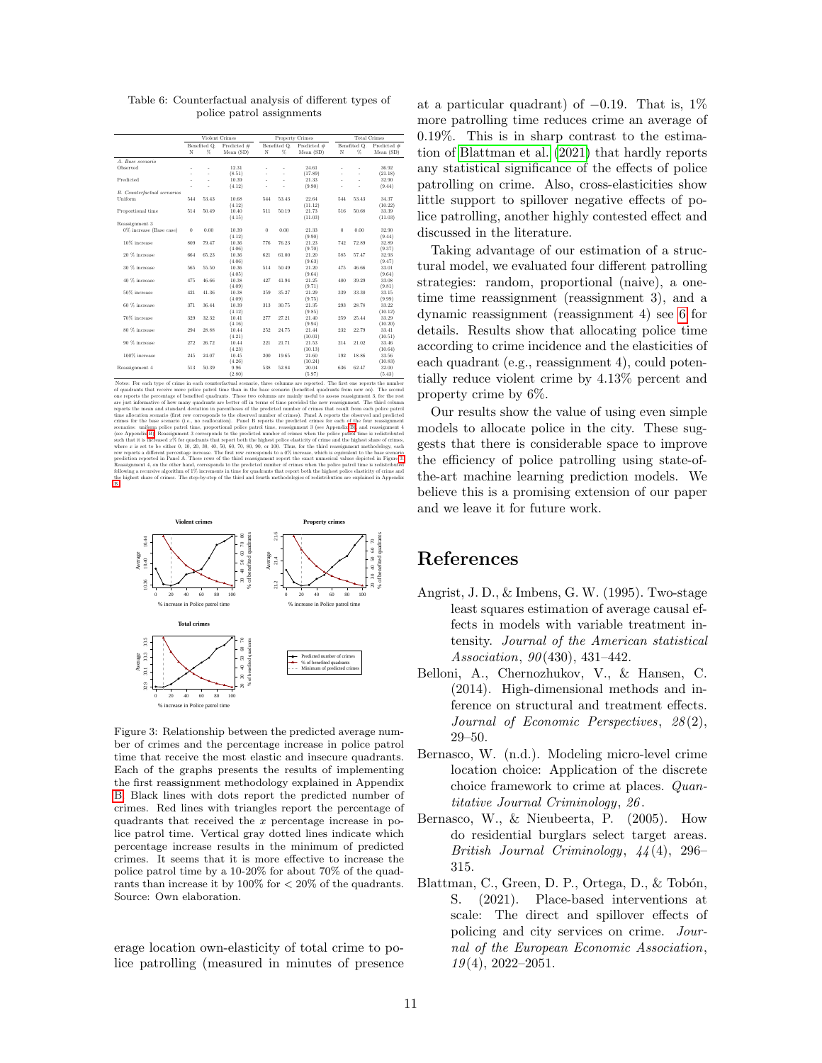Table 6: Counterfactual analysis of different types of police patrol assignments

| | Violent Crimes | | | Property Crimes | | | Total Crimes | | |
|---|---|---|---|---|---|---|---|---|---|
| | Benefited Q. | | Predicted # | Benefited Q. | | Predicted # | Benefited Q. | | Predicted # |
| | N | % | Mean (SD) | N | % | Mean (SD) | N | % | Mean (SD) |
| *A. Base scenario* | | | | | | | | | |
| Observed | - | - | 12.31 | - | - | 24.61 | - | - | 36.92 |
| | - | - | (8.51) | - | - | (17.89) | - | - | (21.18) |
| Predicted | - | - | 10.39 | - | - | 21.33 | - | - | 32.90 |
| | - | - | (4.12) | - | - | (9.90) | - | - | (9.44) |
| *B. Counterfactual scenarios* | | | | | | | | | |
| Uniform | 544 | 53.43 | 10.68 | 544 | 53.43 | 22.64 | 544 | 53.43 | 34.37 |
| | | | (4.12) | | | (11.12) | | | (10.22) |
| Proportional time | 514 | 50.49 | 10.40 | 511 | 50.19 | 21.73 | 516 | 50.68 | 33.39 |
| | | | (4.15) | | | (11.03) | | | (11.03) |
| Reassignment 3 | | | | | | | | | |
| 0% increase (Base case) | 0 | 0.00 | 10.39 | 0 | 0.00 | 21.33 | 0 | 0.00 | 32.90 |
| | | | (4.12) | | | (9.90) | | | (9.44) |
| 10% increase | 809 | 79.47 | 10.36 | 776 | 76.23 | 21.23 | 742 | 72.89 | 32.89 |
| | | | (4.06) | | | (9.70) | | | (9.37) |
| 20 % increase | 664 | 65.23 | 10.36 | 621 | 61.00 | 21.20 | 585 | 57.47 | 32.93 |
| | | | (4.06) | | | (9.63) | | | (9.47) |
| 30 % increase | 565 | 55.50 | 10.36 | 514 | 50.49 | 21.20 | 475 | 46.66 | 33.01 |
| | | | (4.05) | | | (9.64) | | | (9.64) |
| 40 % increase | 475 | 46.66 | 10.38 | 427 | 41.94 | 21.25 | 400 | 39.29 | 33.08 |
| | | | (4.09) | | | (9.71) | | | (9.81) |
| 50% increase | 421 | 41.36 | 10.38 | 359 | 35.27 | 21.29 | 339 | 33.30 | 33.15 |
| | | | (4.09) | | | (9.75) | | | (9.99) |
| 60 % increase | 371 | 36.44 | 10.39 | 313 | 30.75 | 21.35 | 293 | 28.78 | 33.22 |
| | | | (4.12) | | | (9.85) | | | (10.12) |
| 70% increase | 329 | 32.32 | 10.41 | 277 | 27.21 | 21.40 | 259 | 25.44 | 33.29 |
| | | | (4.16) | | | (9.94) | | | (10.20) |
| 80 % increase | 294 | 28.88 | 10.44 | 252 | 24.75 | 21.44 | 232 | 22.79 | 33.41 |
| | | | (4.21) | | | (10.01) | | | (10.51) |
| 90 % increase | 272 | 26.72 | 10.44 | 221 | 21.71 | 21.53 | 214 | 21.02 | 33.46 |
| | | | (4.23) | | | (10.13) | | | (10.64) |
| 100% increase | 245 | 24.07 | 10.45 | 200 | 19.65 | 21.60 | 192 | 18.86 | 33.56 |
| | | | (4.26) | | | (10.24) | | | (10.83) |
| Reassignment 4 | 513 | 50.39 | 9.96 | 538 | 52.84 | 20.04 | 636 | 62.47 | 32.00 |
| | | | (2.80) | | | (5.97) | | | (5.43) |

Notes: For each type of crime in each counterfactual scenario, three columns are reported. The first one reports the number of quadrants that receive more police patrol time than in the base scenario (benefited quadrants from now on). The second one reports the percentage of benefited quadrants. These two columns are mainly useful to assess reassignment 3, for the rest are just informative of how many quadrants are better off in terms of time provided the new reassignment. The third column reports the mean and standard deviation in parentheses of the predicted number of crimes that result from each police patrol time allocation scenario (first row corresponds to the observed number of crimes). Panel A reports the observed and predicted crimes for the base scenario (i.e., no reallocation). Panel B reports the predicted crimes for each of the four reassignment scenarios: uniform police patrol time, proportional police patrol time, reassignment 3 (see Appendix B) and reassignment 4 (see Appendix B). Reassignment 3 corresponds to the predicted number of crimes when the police patrol time is redistributed such that it is increased $x$% for quadrants that report both the highest police elasticity of crime and the highest share of crimes, where $x$ is set to be either 0, 10, 20, 30, 40, 50, 60, 70, 80, 90, or 100. Thus, for the third reassignment methodology, each row reports a different percentage increase. The first row corresponds to a 0% increase, which is equivalent to the base scenario prediction reported in Panel A. These rows of the third reassignment report the exact numerical values depicted in Figure 3. Reassignment 4, on the other hand, corresponds to the predicted number of crimes when the police patrol time is redistributed following a recursive algorithm of 1% increments in time for quadrants that report both the highest police elasticity of crime and the highest share of crimes. The step-by-step of the third and fourth methodologies of redistribution are explained in Appendix B.

Figure 3: Relationship between the predicted average number of crimes and the percentage increase in police patrol time that receive the most elastic and insecure quadrants. Each of the graphs presents the results of implementing the first reassignment methodology explained in Appendix B. Black lines with dots report the predicted number of crimes. Red lines with triangles report the percentage of quadrants that received the $x$ percentage increase in police patrol time. Vertical gray dotted lines indicate which percentage increase results in the minimum of predicted crimes. It seems that it is more effective to increase the police patrol time by a 10-20% for about 70% of the quadrants than increase it by 100% for < 20% of the quadrants. Source: Own elaboration.

erage location own-elasticity of total crime to police patrolling (measured in minutes of presence at a particular quadrant) of −0.19. That is, 1% more patrolling time reduces crime an average of 0.19%. This is in sharp contrast to the estimation of Blattman et al. (2021) that hardly reports any statistical significance of the effects of police patrolling on crime. Also, cross-elasticities show little support to spillover negative effects of police patrolling, another highly contested effect and discussed in the literature.

Taking advantage of our estimation of a structural model, we evaluated four different patrolling strategies: random, proportional (naive), a one-time time reassignment (reassignment 3), and a dynamic reassignment (reassignment 4) see 6 for details. Results show that allocating police time according to crime incidence and the elasticities of each quadrant (e.g., reassignment 4), could potentially reduce violent crime by 4.13% percent and property crime by 6%.

Our results show the value of using even simple models to allocate police in the city. These suggests that there is considerable space to improve the efficiency of police patrolling using state-of-the-art machine learning prediction models. We believe this is a promising extension of our paper and we leave it for future work.

# References

Angrist, J. D., & Imbens, G. W. (1995). Two-stage least squares estimation of average causal effects in models with variable treatment intensity. *Journal of the American statistical Association*, *90*(430), 431–442.

Belloni, A., Chernozhukov, V., & Hansen, C. (2014). High-dimensional methods and inference on structural and treatment effects. *Journal of Economic Perspectives*, *28*(2), 29–50.

Bernasco, W. (n.d.). Modeling micro-level crime location choice: Application of the discrete choice framework to crime at places. *Quantitative Journal Criminology*, *26*.

Bernasco, W., & Nieubeerta, P. (2005). How do residential burglars select target areas. *British Journal Criminology*, *44*(4), 296–315.

Blattman, C., Green, D. P., Ortega, D., & Tobón, S. (2021). Place-based interventions at scale: The direct and spillover effects of policing and city services on crime. *Journal of the European Economic Association*, *19*(4), 2022–2051.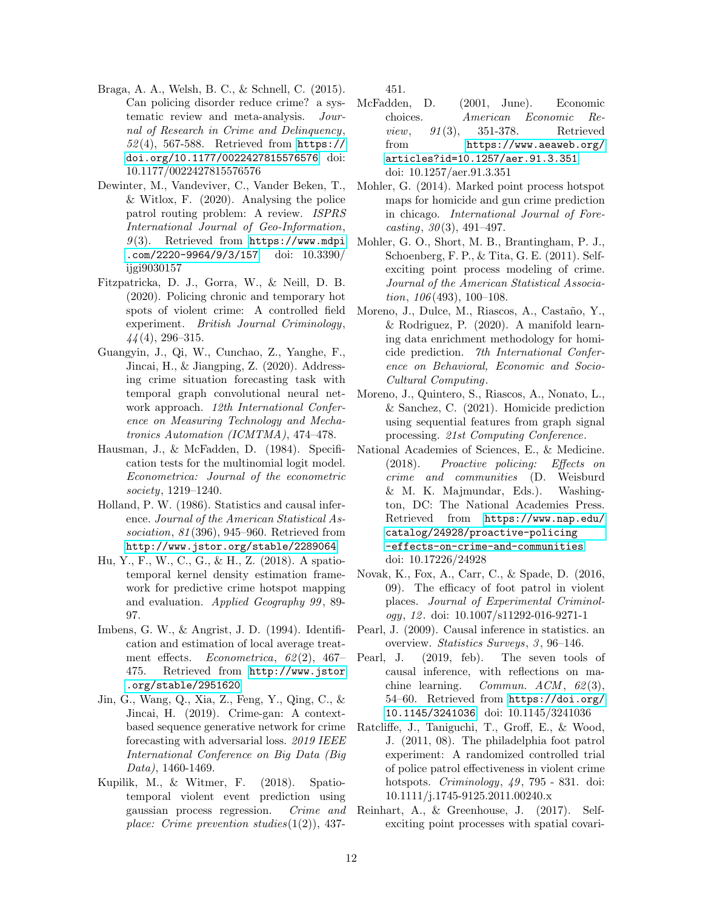Braga, A. A., Welsh, B. C., & Schnell, C. (2015). Can policing disorder reduce crime? a systematic review and meta-analysis. *Journal of Research in Crime and Delinquency*, *52*(4), 567-588. Retrieved from https://doi.org/10.1177/0022427815576576 doi: 10.1177/0022427815576576

Dewinter, M., Vandeviver, C., Vander Beken, T., & Witlox, F. (2020). Analysing the police patrol routing problem: A review. *ISPRS International Journal of Geo-Information*, *9*(3). Retrieved from https://www.mdpi.com/2220-9964/9/3/157 doi: 10.3390/ijgi9030157

Fitzpatricka, D. J., Gorra, W., & Neill, D. B. (2020). Policing chronic and temporary hot spots of violent crime: A controlled field experiment. *British Journal Criminology*, *44*(4), 296–315.

Guangyin, J., Qi, W., Cunchao, Z., Yanghe, F., Jincai, H., & Jiangping, Z. (2020). Addressing crime situation forecasting task with temporal graph convolutional neural network approach. *12th International Conference on Measuring Technology and Mechatronics Automation (ICMTMA)*, 474–478.

Hausman, J., & McFadden, D. (1984). Specification tests for the multinomial logit model. *Econometrica: Journal of the econometric society*, 1219–1240.

Holland, P. W. (1986). Statistics and causal inference. *Journal of the American Statistical Association*, *81*(396), 945–960. Retrieved from http://www.jstor.org/stable/2289064

Hu, Y., F., W., C., G., & H., Z. (2018). A spatio-temporal kernel density estimation framework for predictive crime hotspot mapping and evaluation. *Applied Geography 99*, 89-97.

Imbens, G. W., & Angrist, J. D. (1994). Identification and estimation of local average treatment effects. *Econometrica*, *62*(2), 467–475. Retrieved from http://www.jstor.org/stable/2951620

Jin, G., Wang, Q., Xia, Z., Feng, Y., Qing, C., & Jincai, H. (2019). Crime-gan: A context-based sequence generative network for crime forecasting with adversarial loss. *2019 IEEE International Conference on Big Data (Big Data)*, 1460-1469.

Kupilik, M., & Witmer, F. (2018). Spatio-temporal violent event prediction using gaussian process regression. *Crime and place: Crime prevention studies*(1(2)), 437-451.

McFadden, D. (2001, June). Economic choices. *American Economic Review*, *91*(3), 351-378. Retrieved from https://www.aeaweb.org/articles?id=10.1257/aer.91.3.351 doi: 10.1257/aer.91.3.351

Mohler, G. (2014). Marked point process hotspot maps for homicide and gun crime prediction in chicago. *International Journal of Forecasting*, *30*(3), 491–497.

Mohler, G. O., Short, M. B., Brantingham, P. J., Schoenberg, F. P., & Tita, G. E. (2011). Self-exciting point process modeling of crime. *Journal of the American Statistical Association*, *106*(493), 100–108.

Moreno, J., Dulce, M., Riascos, A., Castaño, Y., & Rodriguez, P. (2020). A manifold learning data enrichment methodology for homicide prediction. *7th International Conference on Behavioral, Economic and Socio-Cultural Computing*.

Moreno, J., Quintero, S., Riascos, A., Nonato, L., & Sanchez, C. (2021). Homicide prediction using sequential features from graph signal processing. *21st Computing Conference*.

National Academies of Sciences, E., & Medicine. (2018). *Proactive policing: Effects on crime and communities* (D. Weisburd & M. K. Majmundar, Eds.). Washington, DC: The National Academies Press. Retrieved from https://www.nap.edu/catalog/24928/proactive-policing-effects-on-crime-and-communities doi: 10.17226/24928

Novak, K., Fox, A., Carr, C., & Spade, D. (2016, 09). The efficacy of foot patrol in violent places. *Journal of Experimental Criminology*, *12*. doi: 10.1007/s11292-016-9271-1

Pearl, J. (2009). Causal inference in statistics. an overview. *Statistics Surveys*, *3*, 96–146.

Pearl, J. (2019, feb). The seven tools of causal inference, with reflections on machine learning. *Commun. ACM*, *62*(3), 54–60. Retrieved from https://doi.org/10.1145/3241036 doi: 10.1145/3241036

Ratcliffe, J., Taniguchi, T., Groff, E., & Wood, J. (2011, 08). The philadelphia foot patrol experiment: A randomized controlled trial of police patrol effectiveness in violent crime hotspots. *Criminology*, *49*, 795 - 831. doi: 10.1111/j.1745-9125.2011.00240.x

Reinhart, A., & Greenhouse, J. (2017). Self-exciting point processes with spatial covari-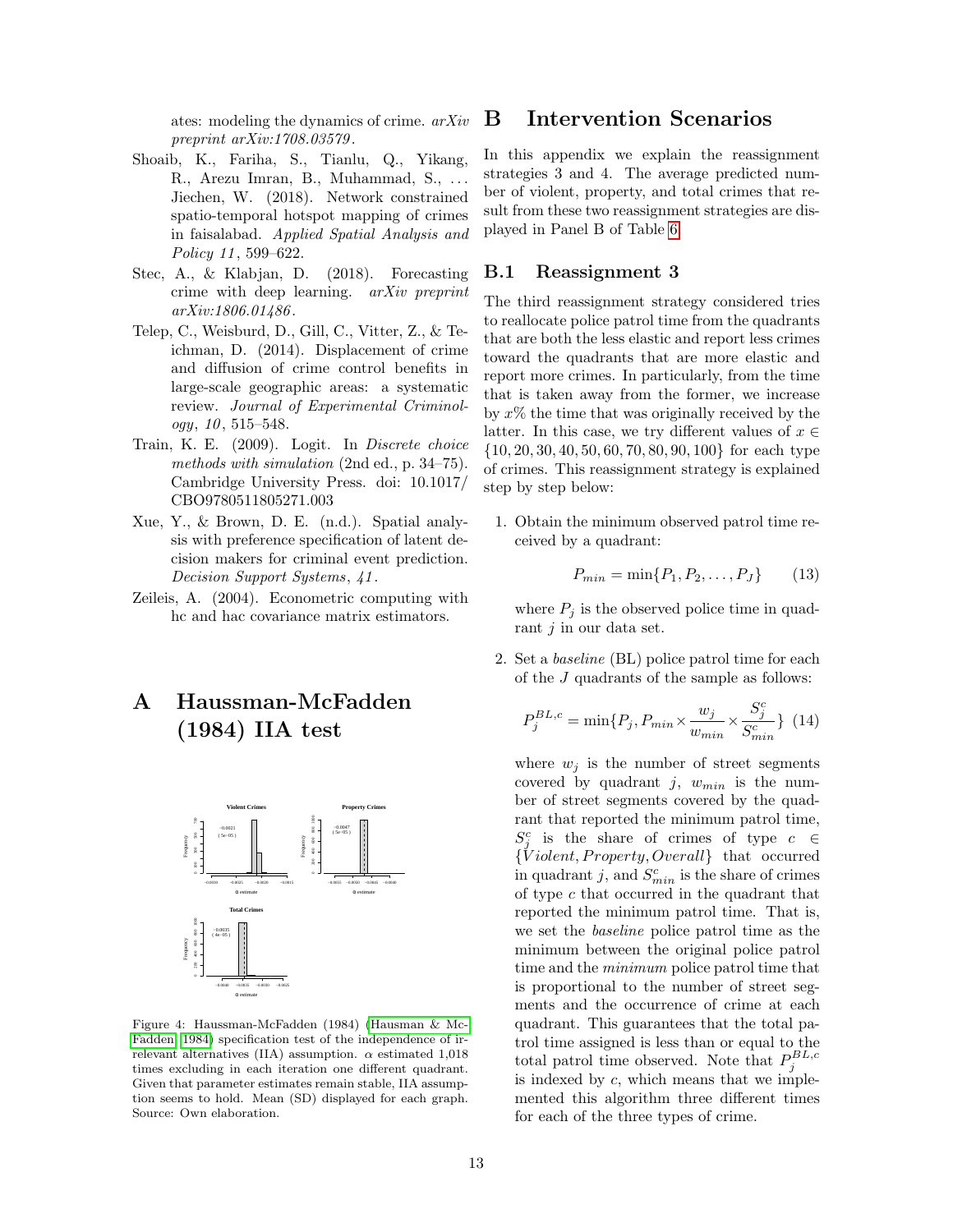ates: modeling the dynamics of crime. *arXiv preprint arXiv:1708.03579*.

Shoaib, K., Fariha, S., Tianlu, Q., Yikang, R., Arezu Imran, B., Muhammad, S., ... Jiechen, W. (2018). Network constrained spatio-temporal hotspot mapping of crimes in faisalabad. *Applied Spatial Analysis and Policy 11*, 599–622.

Stec, A., & Klabjan, D. (2018). Forecasting crime with deep learning. *arXiv preprint arXiv:1806.01486*.

Telep, C., Weisburd, D., Gill, C., Vitter, Z., & Teichman, D. (2014). Displacement of crime and diffusion of crime control benefits in large-scale geographic areas: a systematic review. *Journal of Experimental Criminology*, *10*, 515–548.

Train, K. E. (2009). Logit. In *Discrete choice methods with simulation* (2nd ed., p. 34–75). Cambridge University Press. doi: 10.1017/CBO9780511805271.003

Xue, Y., & Brown, D. E. (n.d.). Spatial analysis with preference specification of latent decision makers for criminal event prediction. *Decision Support Systems*, *41*.

Zeileis, A. (2004). Econometric computing with hc and hac covariance matrix estimators.

# A Haussman-McFadden (1984) IIA test

Figure 4: Haussman-McFadden (1984) (Hausman & McFadden, 1984) specification test of the independence of irrelevant alternatives (IIA) assumption. $\alpha$ estimated 1,018 times excluding in each iteration one different quadrant. Given that parameter estimates remain stable, IIA assumption seems to hold. Mean (SD) displayed for each graph. Source: Own elaboration.

# B Intervention Scenarios

In this appendix we explain the reassignment strategies 3 and 4. The average predicted number of violent, property, and total crimes that result from these two reassignment strategies are displayed in Panel B of Table 6.

## B.1 Reassignment 3

The third reassignment strategy considered tries to reallocate police patrol time from the quadrants that are both the less elastic and report less crimes toward the quadrants that are more elastic and report more crimes. In particulary, from the time that is taken away from the former, we increase by $x$% the time that was originally received by the latter. In this case, we try different values of $x \in \{10, 20, 30, 40, 50, 60, 70, 80, 90, 100\}$ for each type of crimes. This reassignment strategy is explained step by step below:

1. Obtain the minimum observed patrol time received by a quadrant:

$$P_{min} = \min\{P_1, P_2, \ldots, P_J\} \quad (13)$$

where $P_j$ is the observed police time in quadrant $j$ in our data set.

2. Set a *baseline* (BL) police patrol time for each of the $J$ quadrants of the sample as follows:

$$P_j^{BL,c} = \min\{P_j, P_{min} \times \frac{w_j}{w_{min}} \times \frac{S_j^c}{S_{min}^c}\} \quad (14)$$

where $w_j$ is the number of street segments covered by quadrant $j$, $w_{min}$ is the number of street segments covered by the quadrant that reported the minimum patrol time, $S_j^c$ is the share of crimes of type $c \in \{Violent, Property, Overall\}$ that occurred in quadrant $j$, and $S_{min}^c$ is the share of crimes of type $c$ that occurred in the quadrant that reported the minimum patrol time. That is, we set the *baseline* police patrol time as the minimum between the original police patrol time and the *minimum* police patrol time that is proportional to the number of street segments and the occurrence of crime at each quadrant. This guarantees that the total patrol time assigned is less than or equal to the total patrol time observed. Note that $P_j^{BL,c}$ is indexed by $c$, which means that we implemented this algorithm three different times for each of the three types of crime.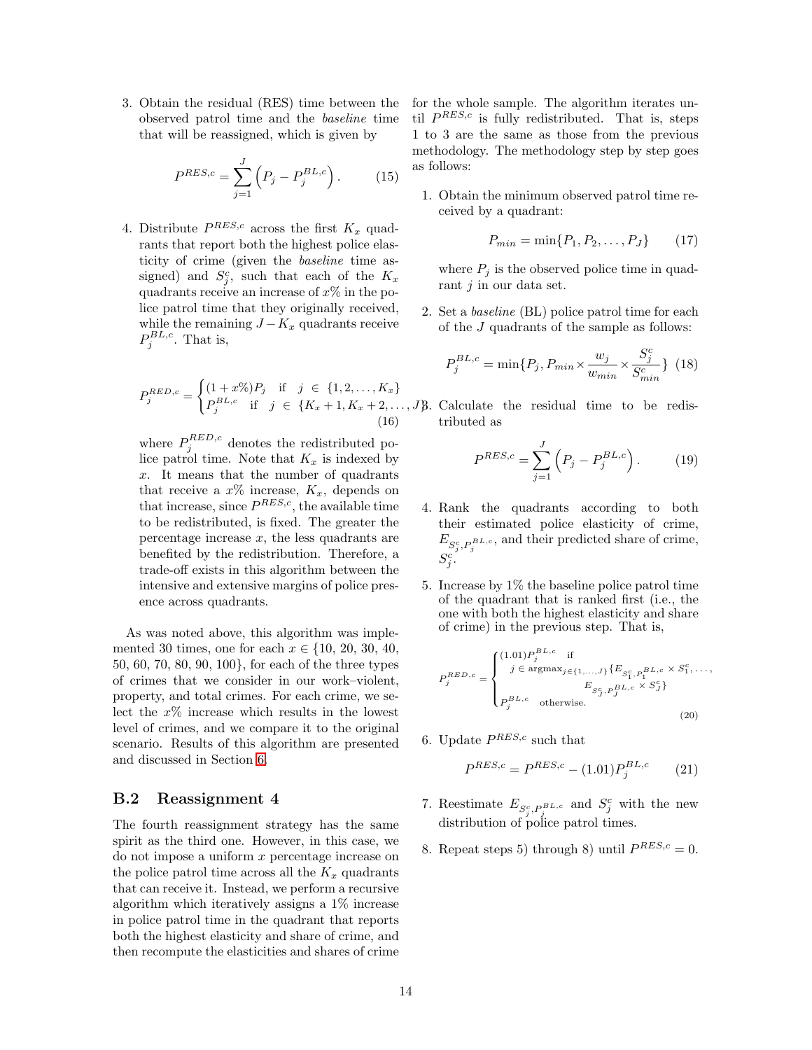3. Obtain the residual (RES) time between the observed patrol time and the *baseline* time that will be reassigned, which is given by

$$P^{RES,c} = \sum_{j=1}^{J} \left( P_j - P_j^{BL,c} \right). \tag{15}$$

4. Distribute $P^{RES,c}$ across the first $K_x$ quadrants that report both the highest police elasticity of crime (given the *baseline* time assigned) and $S_j^c$, such that each of the $K_x$ quadrants receive an increase of $x\%$ in the police patrol time that they originally received, while the remaining $J - K_x$ quadrants receive $P_j^{BL,c}$. That is,

$$P_j^{RED,c} = \begin{cases} (1+x\%)P_j & \text{if} \quad j \in \{1, 2, \ldots, K_x\} \\ P_j^{BL,c} & \text{if} \quad j \in \{K_x+1, K_x+2, \ldots, J\} \end{cases} \tag{16}$$

where $P_j^{RED,c}$ denotes the redistributed police patrol time. Note that $K_x$ is indexed by $x$. It means that the number of quadrants that receive a $x\%$ increase, $K_x$, depends on that increase, since $P^{RES,c}$, the available time to be redistributed, is fixed. The greater the percentage increase $x$, the less quadrants are benefited by the redistribution. Therefore, a trade-off exists in this algorithm between the intensive and extensive margins of police presence across quadrants.

As was noted above, this algorithm was implemented 30 times, one for each $x \in \{10, 20, 30, 40, 50, 60, 70, 80, 90, 100\}$, for each of the three types of crimes that we consider in our work–violent, property, and total crimes. For each crime, we select the $x\%$ increase which results in the lowest level of crimes, and we compare it to the original scenario. Results of this algorithm are presented and discussed in Section 6.

## B.2 Reassignment 4

The fourth reassignment strategy has the same spirit as the third one. However, in this case, we do not impose a uniform $x$ percentage increase on the police patrol time across all the $K_x$ quadrants that can receive it. Instead, we perform a recursive algorithm which iteratively assigns a 1% increase in police patrol time in the quadrant that reports both the highest elasticity and share of crime, and then recompute the elasticities and shares of crime for the whole sample. The algorithm iterates until $P^{RES,c}$ is fully redistributed. That is, steps 1 to 3 are the same as those from the previous methodology. The methodology step by step goes as follows:

1. Obtain the minimum observed patrol time received by a quadrant:

$$P_{min} = \min\{P_1, P_2, \ldots, P_J\} \tag{17}$$

where $P_j$ is the observed police time in quadrant $j$ in our data set.

2. Set a *baseline* (BL) police patrol time for each of the $J$ quadrants of the sample as follows:

$$P_j^{BL,c} = \min\{P_j, P_{min} \times \frac{w_j}{w_{min}} \times \frac{S_j^c}{S_{min}^c}\} \tag{18}$$

3. Calculate the residual time to be redistributed as

$$P^{RES,c} = \sum_{j=1}^{J} \left( P_j - P_j^{BL,c} \right). \tag{19}$$

4. Rank the quadrants according to both their estimated police elasticity of crime, $E_{S_j^c, P_j^{BL,c}}$, and their predicted share of crime, $S_j^c$.

5. Increase by 1% the baseline police patrol time of the quadrant that is ranked first (i.e., the one with both the highest elasticity and share of crime) in the previous step. That is,

$$P_j^{RED,c} = \begin{cases} (1.01)P_j^{BL,c} & \text{if} \\ \quad j \in \text{argmax}_{j \in \{1,\ldots,J\}}\{E_{S_1^c, P_1^{BL,c}} \times S_1^c, \ldots, \\ \quad\quad E_{S_J^c, P_J^{BL,c}} \times S_J^c\} \\ P_j^{BL,c} & \text{otherwise.} \end{cases} \tag{20}$$

6. Update $P^{RES,c}$ such that

$$P^{RES,c} = P^{RES,c} - (1.01)P_j^{BL,c} \tag{21}$$

7. Reestimate $E_{S_j^c, P_j^{BL,c}}$ and $S_j^c$ with the new distribution of police patrol times.

8. Repeat steps 5) through 8) until $P^{RES,c} = 0$.